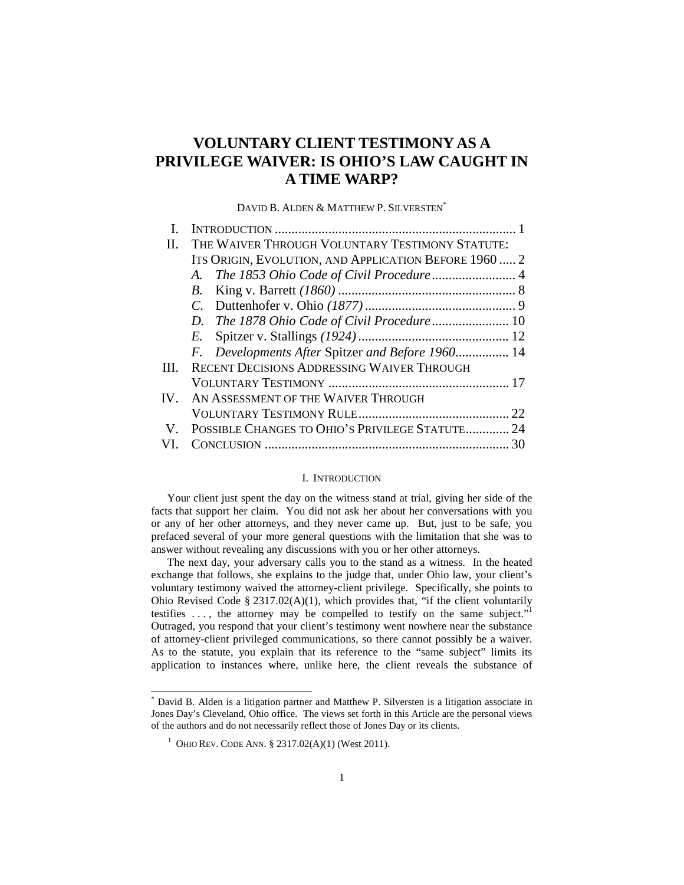# VOLUNTARY CLIENT TESTIMONY AS A PRIVILEGE WAIVER: IS OHIO'S LAW CAUGHT IN A TIME WARP?

DAVID B. ALDEN & MATTHEW P. SILVERSTEN[*]

| | | |
|---|---|---|
| I. | INTRODUCTION | 1 |
| II. | THE WAIVER THROUGH VOLUNTARY TESTIMONY STATUTE: ITS ORIGIN, EVOLUTION, AND APPLICATION BEFORE 1960 | 2 |
| | *A. The 1853 Ohio Code of Civil Procedure* | 4 |
| | *B.* King v. Barrett *(1860)* | 8 |
| | *C.* Duttenhofer v. Ohio *(1877)* | 9 |
| | *D. The 1878 Ohio Code of Civil Procedure* | 10 |
| | *E.* Spitzer v. Stallings *(1924)* | 12 |
| | *F. Developments After* Spitzer *and Before 1960* | 14 |
| III. | RECENT DECISIONS ADDRESSING WAIVER THROUGH VOLUNTARY TESTIMONY | 17 |
| IV. | AN ASSESSMENT OF THE WAIVER THROUGH VOLUNTARY TESTIMONY RULE | 22 |
| V. | POSSIBLE CHANGES TO OHIO'S PRIVILEGE STATUTE | 24 |
| VI. | CONCLUSION | 30 |

## I. INTRODUCTION

Your client just spent the day on the witness stand at trial, giving her side of the facts that support her claim. You did not ask her about her conversations with you or any of her other attorneys, and they never came up. But, just to be safe, you prefaced several of your more general questions with the limitation that she was to answer without revealing any discussions with you or her other attorneys.

The next day, your adversary calls you to the stand as a witness. In the heated exchange that follows, she explains to the judge that, under Ohio law, your client's voluntary testimony waived the attorney-client privilege. Specifically, she points to Ohio Revised Code § 2317.02(A)(1), which provides that, "if the client voluntarily testifies . . . , the attorney may be compelled to testify on the same subject."[1] Outraged, you respond that your client's testimony went nowhere near the substance of attorney-client privileged communications, so there cannot possibly be a waiver. As to the statute, you explain that its reference to the "same subject" limits its application to instances where, unlike here, the client reveals the substance of

---

[*] David B. Alden is a litigation partner and Matthew P. Silversten is a litigation associate in Jones Day's Cleveland, Ohio office. The views set forth in this Article are the personal views of the authors and do not necessarily reflect those of Jones Day or its clients.

[1] OHIO REV. CODE ANN. § 2317.02(A)(1) (West 2011).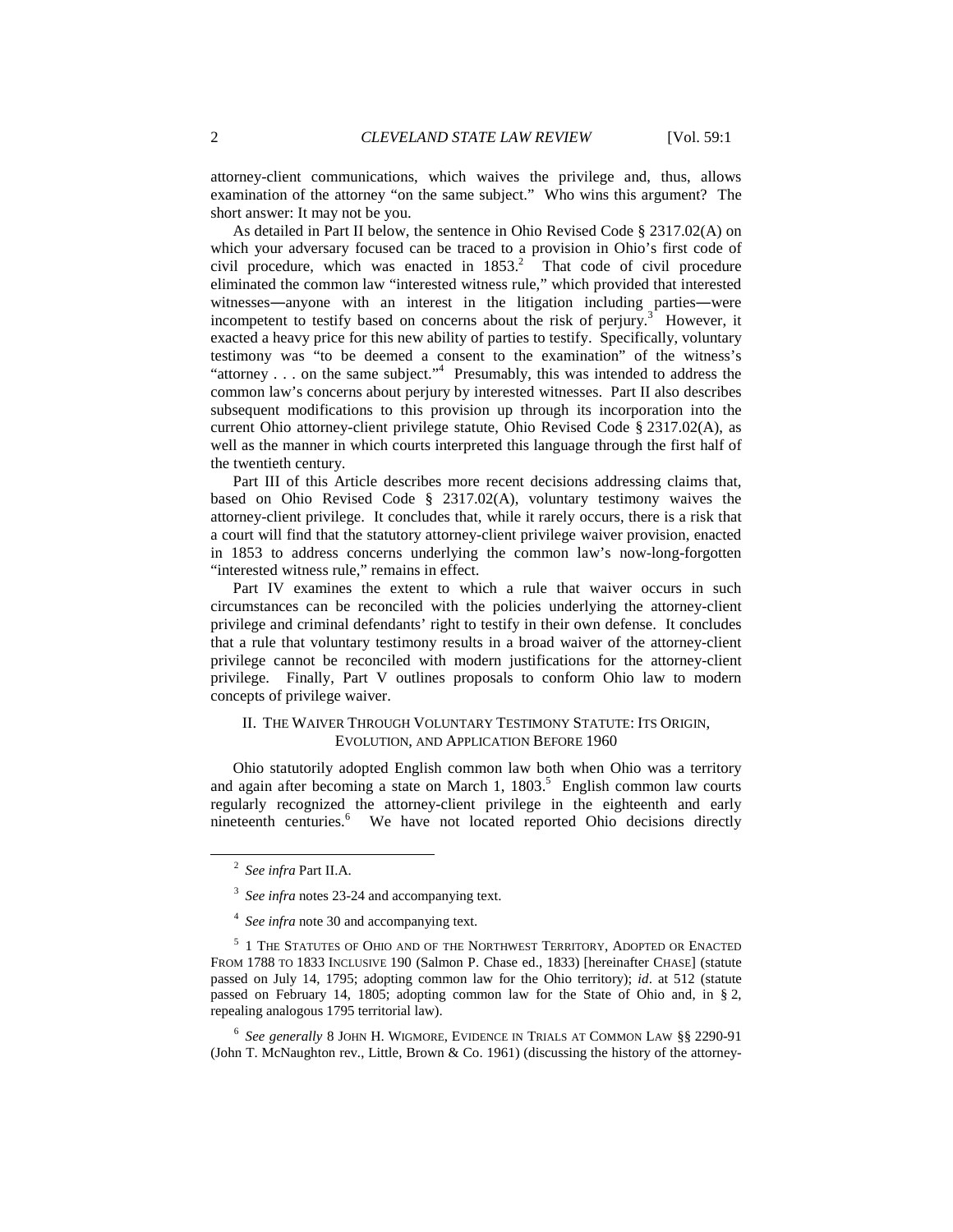attorney-client communications, which waives the privilege and, thus, allows examination of the attorney "on the same subject." Who wins this argument? The short answer: It may not be you.

As detailed in Part II below, the sentence in Ohio Revised Code § 2317.02(A) on which your adversary focused can be traced to a provision in Ohio's first code of civil procedure, which was enacted in 1853.[2] That code of civil procedure eliminated the common law "interested witness rule," which provided that interested witnesses—anyone with an interest in the litigation including parties—were incompetent to testify based on concerns about the risk of perjury.[3] However, it exacted a heavy price for this new ability of parties to testify. Specifically, voluntary testimony was "to be deemed a consent to the examination" of the witness's "attorney . . . on the same subject."[4] Presumably, this was intended to address the common law's concerns about perjury by interested witnesses. Part II also describes subsequent modifications to this provision up through its incorporation into the current Ohio attorney-client privilege statute, Ohio Revised Code § 2317.02(A), as well as the manner in which courts interpreted this language through the first half of the twentieth century.

Part III of this Article describes more recent decisions addressing claims that, based on Ohio Revised Code § 2317.02(A), voluntary testimony waives the attorney-client privilege. It concludes that, while it rarely occurs, there is a risk that a court will find that the statutory attorney-client privilege waiver provision, enacted in 1853 to address concerns underlying the common law's now-long-forgotten "interested witness rule," remains in effect.

Part IV examines the extent to which a rule that waiver occurs in such circumstances can be reconciled with the policies underlying the attorney-client privilege and criminal defendants' right to testify in their own defense. It concludes that a rule that voluntary testimony results in a broad waiver of the attorney-client privilege cannot be reconciled with modern justifications for the attorney-client privilege. Finally, Part V outlines proposals to conform Ohio law to modern concepts of privilege waiver.

## II. The Waiver Through Voluntary Testimony Statute: Its Origin, Evolution, and Application Before 1960

Ohio statutorily adopted English common law both when Ohio was a territory and again after becoming a state on March 1, 1803.[5] English common law courts regularly recognized the attorney-client privilege in the eighteenth and early nineteenth centuries.[6] We have not located reported Ohio decisions directly

---

[2] *See infra* Part II.A.

[3] *See infra* notes 23-24 and accompanying text.

[4] *See infra* note 30 and accompanying text.

[5] 1 The Statutes of Ohio and of the Northwest Territory, Adopted or Enacted From 1788 to 1833 Inclusive 190 (Salmon P. Chase ed., 1833) [hereinafter Chase] (statute passed on July 14, 1795; adopting common law for the Ohio territory); *id*. at 512 (statute passed on February 14, 1805; adopting common law for the State of Ohio and, in § 2, repealing analogous 1795 territorial law).

[6] *See generally* 8 John H. Wigmore, Evidence in Trials at Common Law §§ 2290-91 (John T. McNaughton rev., Little, Brown & Co. 1961) (discussing the history of the attorney-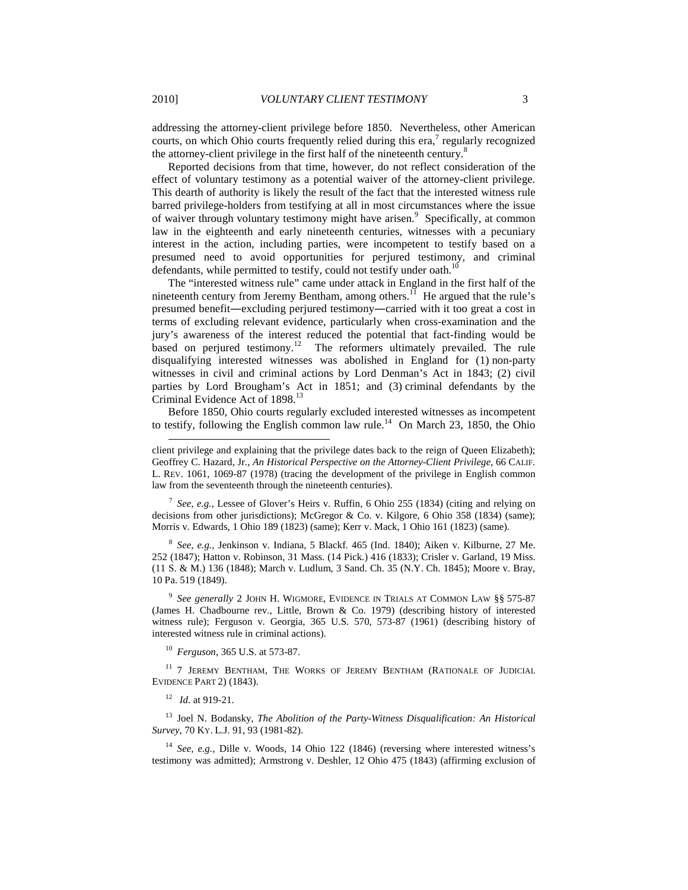addressing the attorney-client privilege before 1850. Nevertheless, other American courts, on which Ohio courts frequently relied during this era,[7] regularly recognized the attorney-client privilege in the first half of the nineteenth century.[8]

Reported decisions from that time, however, do not reflect consideration of the effect of voluntary testimony as a potential waiver of the attorney-client privilege. This dearth of authority is likely the result of the fact that the interested witness rule barred privilege-holders from testifying at all in most circumstances where the issue of waiver through voluntary testimony might have arisen.[9] Specifically, at common law in the eighteenth and early nineteenth centuries, witnesses with a pecuniary interest in the action, including parties, were incompetent to testify based on a presumed need to avoid opportunities for perjured testimony, and criminal defendants, while permitted to testify, could not testify under oath.[10]

The "interested witness rule" came under attack in England in the first half of the nineteenth century from Jeremy Bentham, among others.[11] He argued that the rule's presumed benefit—excluding perjured testimony—carried with it too great a cost in terms of excluding relevant evidence, particularly when cross-examination and the jury's awareness of the interest reduced the potential that fact-finding would be based on perjured testimony.[12] The reformers ultimately prevailed. The rule disqualifying interested witnesses was abolished in England for (1) non-party witnesses in civil and criminal actions by Lord Denman's Act in 1843; (2) civil parties by Lord Brougham's Act in 1851; and (3) criminal defendants by the Criminal Evidence Act of 1898.[13]

Before 1850, Ohio courts regularly excluded interested witnesses as incompetent to testify, following the English common law rule.[14] On March 23, 1850, the Ohio

---

client privilege and explaining that the privilege dates back to the reign of Queen Elizabeth); Geoffrey C. Hazard, Jr., *An Historical Perspective on the Attorney-Client Privilege*, 66 CALIF. L. REV. 1061, 1069-87 (1978) (tracing the development of the privilege in English common law from the seventeenth through the nineteenth centuries).

[7] *See, e.g.*, Lessee of Glover's Heirs v. Ruffin, 6 Ohio 255 (1834) (citing and relying on decisions from other jurisdictions); McGregor & Co. v. Kilgore, 6 Ohio 358 (1834) (same); Morris v. Edwards, 1 Ohio 189 (1823) (same); Kerr v. Mack, 1 Ohio 161 (1823) (same).

[8] *See, e.g.*, Jenkinson v. Indiana, 5 Blackf. 465 (Ind. 1840); Aiken v. Kilburne, 27 Me. 252 (1847); Hatton v. Robinson, 31 Mass. (14 Pick.) 416 (1833); Crisler v. Garland, 19 Miss. (11 S. & M.) 136 (1848); March v. Ludlum, 3 Sand. Ch. 35 (N.Y. Ch. 1845); Moore v. Bray, 10 Pa. 519 (1849).

[9] *See generally* 2 JOHN H. WIGMORE, EVIDENCE IN TRIALS AT COMMON LAW §§ 575-87 (James H. Chadbourne rev., Little, Brown & Co. 1979) (describing history of interested witness rule); Ferguson v. Georgia, 365 U.S. 570, 573-87 (1961) (describing history of interested witness rule in criminal actions).

[10] *Ferguson*, 365 U.S. at 573-87.

[11] 7 JEREMY BENTHAM, THE WORKS OF JEREMY BENTHAM (RATIONALE OF JUDICIAL EVIDENCE PART 2) (1843).

[12] *Id.* at 919-21.

[13] Joel N. Bodansky, *The Abolition of the Party-Witness Disqualification: An Historical Survey*, 70 KY. L.J. 91, 93 (1981-82).

[14] *See, e.g.*, Dille v. Woods, 14 Ohio 122 (1846) (reversing where interested witness's testimony was admitted); Armstrong v. Deshler, 12 Ohio 475 (1843) (affirming exclusion of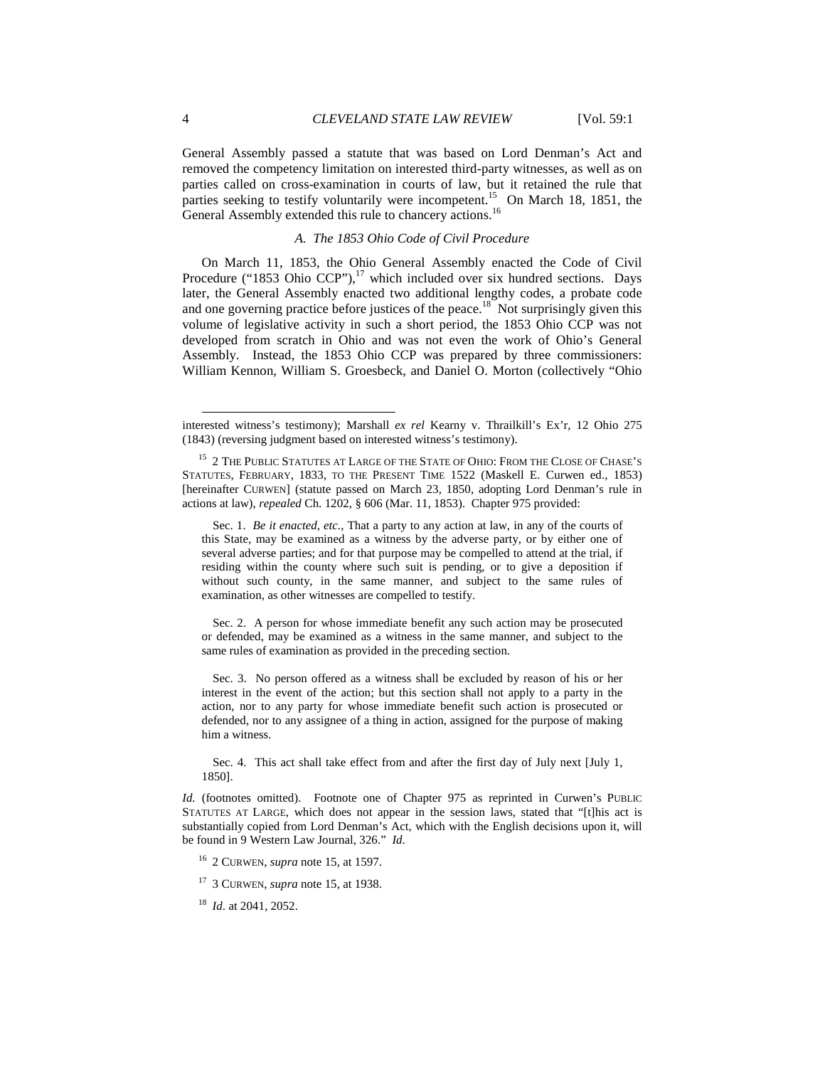General Assembly passed a statute that was based on Lord Denman's Act and removed the competency limitation on interested third-party witnesses, as well as on parties called on cross-examination in courts of law, but it retained the rule that parties seeking to testify voluntarily were incompetent.[15] On March 18, 1851, the General Assembly extended this rule to chancery actions.[16]

### *A. The 1853 Ohio Code of Civil Procedure*

On March 11, 1853, the Ohio General Assembly enacted the Code of Civil Procedure ("1853 Ohio CCP"),[17] which included over six hundred sections. Days later, the General Assembly enacted two additional lengthy codes, a probate code and one governing practice before justices of the peace.[18] Not surprisingly given this volume of legislative activity in such a short period, the 1853 Ohio CCP was not developed from scratch in Ohio and was not even the work of Ohio's General Assembly. Instead, the 1853 Ohio CCP was prepared by three commissioners: William Kennon, William S. Groesbeck, and Daniel O. Morton (collectively "Ohio

---

interested witness's testimony); Marshall *ex rel* Kearny v. Thrailkill's Ex'r, 12 Ohio 275 (1843) (reversing judgment based on interested witness's testimony).

[15] 2 THE PUBLIC STATUTES AT LARGE OF THE STATE OF OHIO: FROM THE CLOSE OF CHASE'S STATUTES, FEBRUARY, 1833, TO THE PRESENT TIME 1522 (Maskell E. Curwen ed., 1853) [hereinafter CURWEN] (statute passed on March 23, 1850, adopting Lord Denman's rule in actions at law), *repealed* Ch. 1202, § 606 (Mar. 11, 1853). Chapter 975 provided:

> Sec. 1. *Be it enacted, etc.*, That a party to any action at law, in any of the courts of this State, may be examined as a witness by the adverse party, or by either one of several adverse parties; and for that purpose may be compelled to attend at the trial, if residing within the county where such suit is pending, or to give a deposition if without such county, in the same manner, and subject to the same rules of examination, as other witnesses are compelled to testify.
>
> Sec. 2. A person for whose immediate benefit any such action may be prosecuted or defended, may be examined as a witness in the same manner, and subject to the same rules of examination as provided in the preceding section.
>
> Sec. 3. No person offered as a witness shall be excluded by reason of his or her interest in the event of the action; but this section shall not apply to a party in the action, nor to any party for whose immediate benefit such action is prosecuted or defended, nor to any assignee of a thing in action, assigned for the purpose of making him a witness.
>
> Sec. 4. This act shall take effect from and after the first day of July next [July 1, 1850].

*Id.* (footnotes omitted). Footnote one of Chapter 975 as reprinted in Curwen's PUBLIC STATUTES AT LARGE, which does not appear in the session laws, stated that "[t]his act is substantially copied from Lord Denman's Act, which with the English decisions upon it, will be found in 9 Western Law Journal, 326." *Id.*

[16] 2 CURWEN, *supra* note 15, at 1597.

[17] 3 CURWEN, *supra* note 15, at 1938.

[18] *Id.* at 2041, 2052.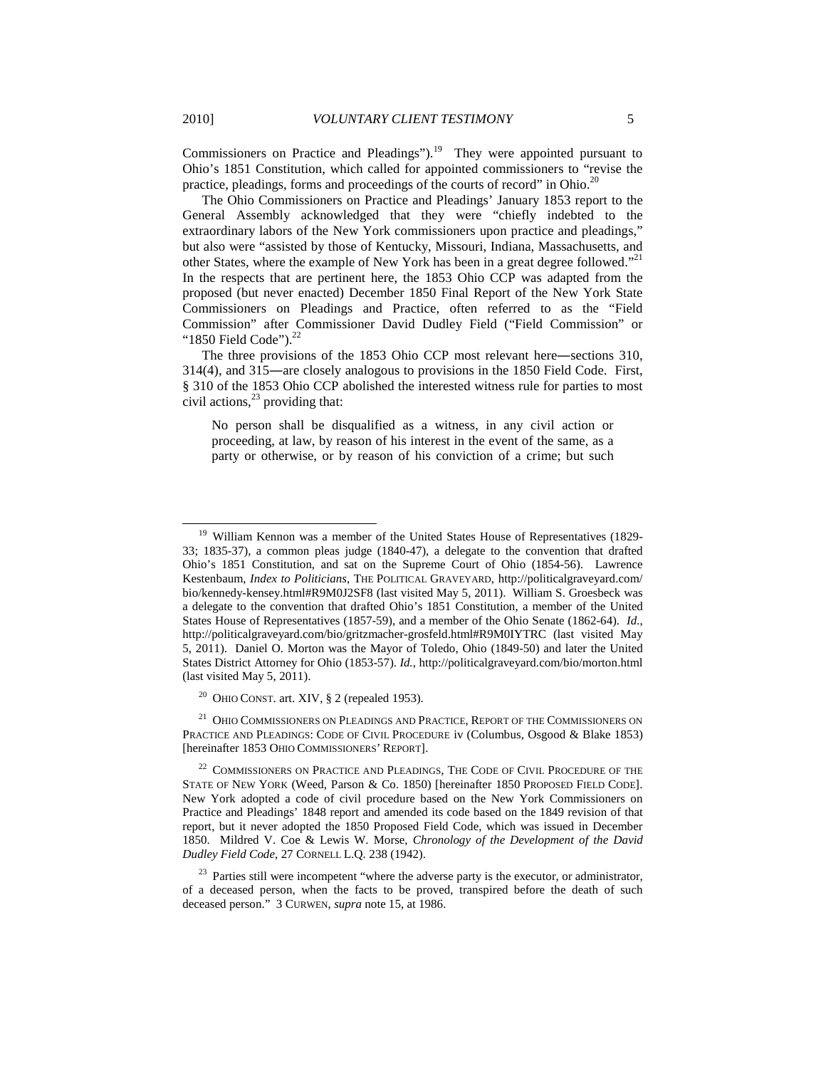Commissioners on Practice and Pleadings").[19] They were appointed pursuant to Ohio's 1851 Constitution, which called for appointed commissioners to "revise the practice, pleadings, forms and proceedings of the courts of record" in Ohio.[20]

The Ohio Commissioners on Practice and Pleadings' January 1853 report to the General Assembly acknowledged that they were "chiefly indebted to the extraordinary labors of the New York commissioners upon practice and pleadings," but also were "assisted by those of Kentucky, Missouri, Indiana, Massachusetts, and other States, where the example of New York has been in a great degree followed."[21] In the respects that are pertinent here, the 1853 Ohio CCP was adapted from the proposed (but never enacted) December 1850 Final Report of the New York State Commissioners on Pleadings and Practice, often referred to as the "Field Commission" after Commissioner David Dudley Field ("Field Commission" or "1850 Field Code").[22]

The three provisions of the 1853 Ohio CCP most relevant here—sections 310, 314(4), and 315—are closely analogous to provisions in the 1850 Field Code. First, § 310 of the 1853 Ohio CCP abolished the interested witness rule for parties to most civil actions,[23] providing that:

> No person shall be disqualified as a witness, in any civil action or proceeding, at law, by reason of his interest in the event of the same, as a party or otherwise, or by reason of his conviction of a crime; but such

---

[19] William Kennon was a member of the United States House of Representatives (1829-33; 1835-37), a common pleas judge (1840-47), a delegate to the convention that drafted Ohio's 1851 Constitution, and sat on the Supreme Court of Ohio (1854-56). Lawrence Kestenbaum, *Index to Politicians*, THE POLITICAL GRAVEYARD, http://politicalgraveyard.com/bio/kennedy-kensey.html#R9M0J2SF8 (last visited May 5, 2011). William S. Groesbeck was a delegate to the convention that drafted Ohio's 1851 Constitution, a member of the United States House of Representatives (1857-59), and a member of the Ohio Senate (1862-64). *Id.*, http://politicalgraveyard.com/bio/gritzmacher-grosfeld.html#R9M0IYTRC (last visited May 5, 2011). Daniel O. Morton was the Mayor of Toledo, Ohio (1849-50) and later the United States District Attorney for Ohio (1853-57). *Id.*, http://politicalgraveyard.com/bio/morton.html (last visited May 5, 2011).

[20] OHIO CONST. art. XIV, § 2 (repealed 1953).

[21] OHIO COMMISSIONERS ON PLEADINGS AND PRACTICE, REPORT OF THE COMMISSIONERS ON PRACTICE AND PLEADINGS: CODE OF CIVIL PROCEDURE iv (Columbus, Osgood & Blake 1853) [hereinafter 1853 OHIO COMMISSIONERS' REPORT].

[22] COMMISSIONERS ON PRACTICE AND PLEADINGS, THE CODE OF CIVIL PROCEDURE OF THE STATE OF NEW YORK (Weed, Parson & Co. 1850) [hereinafter 1850 PROPOSED FIELD CODE]. New York adopted a code of civil procedure based on the New York Commissioners on Practice and Pleadings' 1848 report and amended its code based on the 1849 revision of that report, but it never adopted the 1850 Proposed Field Code, which was issued in December 1850. Mildred V. Coe & Lewis W. Morse, *Chronology of the Development of the David Dudley Field Code*, 27 CORNELL L.Q. 238 (1942).

[23] Parties still were incompetent "where the adverse party is the executor, or administrator, of a deceased person, when the facts to be proved, transpired before the death of such deceased person." 3 CURWEN, *supra* note 15, at 1986.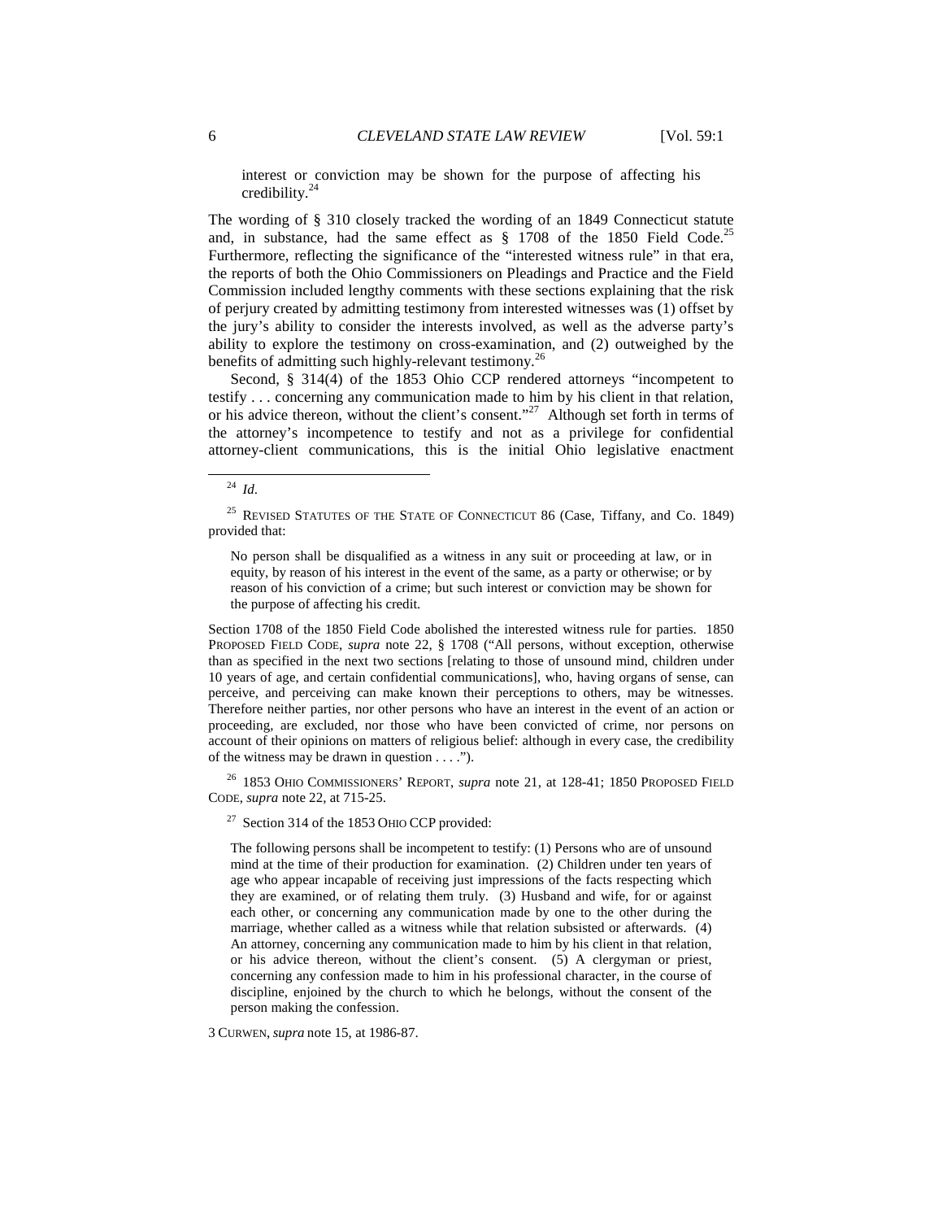> interest or conviction may be shown for the purpose of affecting his credibility.[24]

The wording of § 310 closely tracked the wording of an 1849 Connecticut statute and, in substance, had the same effect as § 1708 of the 1850 Field Code.[25] Furthermore, reflecting the significance of the "interested witness rule" in that era, the reports of both the Ohio Commissioners on Pleadings and Practice and the Field Commission included lengthy comments with these sections explaining that the risk of perjury created by admitting testimony from interested witnesses was (1) offset by the jury's ability to consider the interests involved, as well as the adverse party's ability to explore the testimony on cross-examination, and (2) outweighed by the benefits of admitting such highly-relevant testimony.[26]

Second, § 314(4) of the 1853 Ohio CCP rendered attorneys "incompetent to testify . . . concerning any communication made to him by his client in that relation, or his advice thereon, without the client's consent."[27] Although set forth in terms of the attorney's incompetence to testify and not as a privilege for confidential attorney-client communications, this is the initial Ohio legislative enactment

---

[24] *Id*.

[25] REVISED STATUTES OF THE STATE OF CONNECTICUT 86 (Case, Tiffany, and Co. 1849) provided that:

> No person shall be disqualified as a witness in any suit or proceeding at law, or in equity, by reason of his interest in the event of the same, as a party or otherwise; or by reason of his conviction of a crime; but such interest or conviction may be shown for the purpose of affecting his credit.

Section 1708 of the 1850 Field Code abolished the interested witness rule for parties. 1850 PROPOSED FIELD CODE, *supra* note 22, § 1708 ("All persons, without exception, otherwise than as specified in the next two sections [relating to those of unsound mind, children under 10 years of age, and certain confidential communications], who, having organs of sense, can perceive, and perceiving can make known their perceptions to others, may be witnesses. Therefore neither parties, nor other persons who have an interest in the event of an action or proceeding, are excluded, nor those who have been convicted of crime, nor persons on account of their opinions on matters of religious belief: although in every case, the credibility of the witness may be drawn in question . . . .").

[26] 1853 OHIO COMMISSIONERS' REPORT, *supra* note 21, at 128-41; 1850 PROPOSED FIELD CODE, *supra* note 22, at 715-25.

[27] Section 314 of the 1853 OHIO CCP provided:

> The following persons shall be incompetent to testify: (1) Persons who are of unsound mind at the time of their production for examination. (2) Children under ten years of age who appear incapable of receiving just impressions of the facts respecting which they are examined, or of relating them truly. (3) Husband and wife, for or against each other, or concerning any communication made by one to the other during the marriage, whether called as a witness while that relation subsisted or afterwards. (4) An attorney, concerning any communication made to him by his client in that relation, or his advice thereon, without the client's consent. (5) A clergyman or priest, concerning any confession made to him in his professional character, in the course of discipline, enjoined by the church to which he belongs, without the consent of the person making the confession.

3 CURWEN, *supra* note 15, at 1986-87.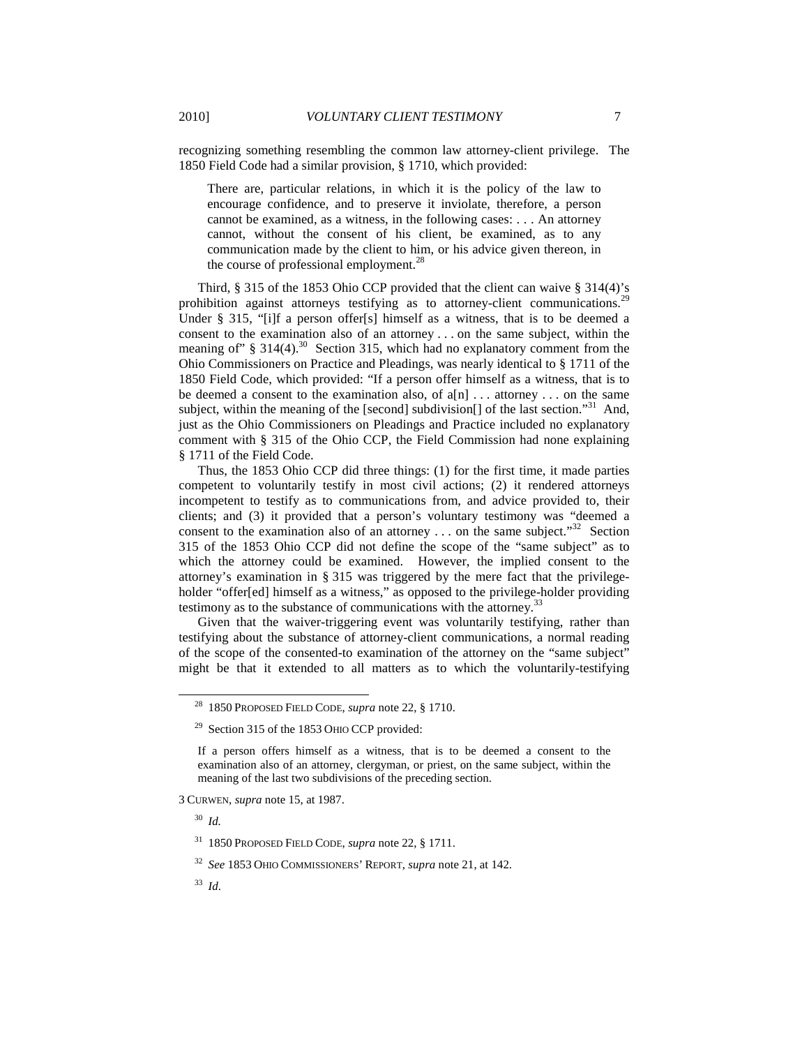recognizing something resembling the common law attorney-client privilege. The 1850 Field Code had a similar provision, § 1710, which provided:

> There are, particular relations, in which it is the policy of the law to encourage confidence, and to preserve it inviolate, therefore, a person cannot be examined, as a witness, in the following cases: . . . An attorney cannot, without the consent of his client, be examined, as to any communication made by the client to him, or his advice given thereon, in the course of professional employment.[28]

Third, § 315 of the 1853 Ohio CCP provided that the client can waive § 314(4)'s prohibition against attorneys testifying as to attorney-client communications.[29] Under § 315, "[i]f a person offer[s] himself as a witness, that is to be deemed a consent to the examination also of an attorney . . . on the same subject, within the meaning of" § 314(4).[30] Section 315, which had no explanatory comment from the Ohio Commissioners on Practice and Pleadings, was nearly identical to § 1711 of the 1850 Field Code, which provided: "If a person offer himself as a witness, that is to be deemed a consent to the examination also, of a[n] . . . attorney . . . on the same subject, within the meaning of the [second] subdivision[] of the last section."[31] And, just as the Ohio Commissioners on Pleadings and Practice included no explanatory comment with § 315 of the Ohio CCP, the Field Commission had none explaining § 1711 of the Field Code.

Thus, the 1853 Ohio CCP did three things: (1) for the first time, it made parties competent to voluntarily testify in most civil actions; (2) it rendered attorneys incompetent to testify as to communications from, and advice provided to, their clients; and (3) it provided that a person's voluntary testimony was "deemed a consent to the examination also of an attorney . . . on the same subject."[32] Section 315 of the 1853 Ohio CCP did not define the scope of the "same subject" as to which the attorney could be examined. However, the implied consent to the attorney's examination in § 315 was triggered by the mere fact that the privilege-holder "offer[ed] himself as a witness," as opposed to the privilege-holder providing testimony as to the substance of communications with the attorney.[33]

Given that the waiver-triggering event was voluntarily testifying, rather than testifying about the substance of attorney-client communications, a normal reading of the scope of the consented-to examination of the attorney on the "same subject" might be that it extended to all matters as to which the voluntarily-testifying

---

[28] 1850 PROPOSED FIELD CODE, *supra* note 22, § 1710.

[29] Section 315 of the 1853 OHIO CCP provided:

> If a person offers himself as a witness, that is to be deemed a consent to the examination also of an attorney, clergyman, or priest, on the same subject, within the meaning of the last two subdivisions of the preceding section.

3 CURWEN, *supra* note 15, at 1987.

[30] *Id.*

[31] 1850 PROPOSED FIELD CODE, *supra* note 22, § 1711.

[32] *See* 1853 OHIO COMMISSIONERS' REPORT, *supra* note 21, at 142.

[33] *Id*.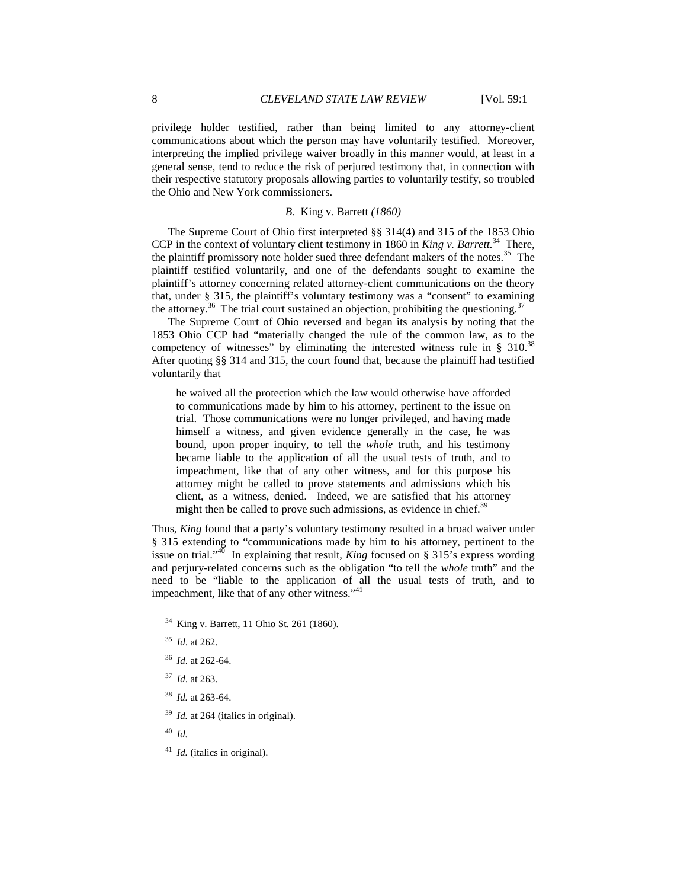privilege holder testified, rather than being limited to any attorney-client communications about which the person may have voluntarily testified. Moreover, interpreting the implied privilege waiver broadly in this manner would, at least in a general sense, tend to reduce the risk of perjured testimony that, in connection with their respective statutory proposals allowing parties to voluntarily testify, so troubled the Ohio and New York commissioners.

### *B.* King v. Barrett *(1860)*

The Supreme Court of Ohio first interpreted §§ 314(4) and 315 of the 1853 Ohio CCP in the context of voluntary client testimony in 1860 in *King v. Barrett*.[34] There, the plaintiff promissory note holder sued three defendant makers of the notes.[35] The plaintiff testified voluntarily, and one of the defendants sought to examine the plaintiff's attorney concerning related attorney-client communications on the theory that, under § 315, the plaintiff's voluntary testimony was a "consent" to examining the attorney.[36] The trial court sustained an objection, prohibiting the questioning.[37]

The Supreme Court of Ohio reversed and began its analysis by noting that the 1853 Ohio CCP had "materially changed the rule of the common law, as to the competency of witnesses" by eliminating the interested witness rule in § 310.[38] After quoting §§ 314 and 315, the court found that, because the plaintiff had testified voluntarily that

> he waived all the protection which the law would otherwise have afforded to communications made by him to his attorney, pertinent to the issue on trial. Those communications were no longer privileged, and having made himself a witness, and given evidence generally in the case, he was bound, upon proper inquiry, to tell the *whole* truth, and his testimony became liable to the application of all the usual tests of truth, and to impeachment, like that of any other witness, and for this purpose his attorney might be called to prove statements and admissions which his client, as a witness, denied. Indeed, we are satisfied that his attorney might then be called to prove such admissions, as evidence in chief.[39]

Thus, *King* found that a party's voluntary testimony resulted in a broad waiver under § 315 extending to "communications made by him to his attorney, pertinent to the issue on trial."[40] In explaining that result, *King* focused on § 315's express wording and perjury-related concerns such as the obligation "to tell the *whole* truth" and the need to be "liable to the application of all the usual tests of truth, and to impeachment, like that of any other witness."[41]

---

[34] King v. Barrett, 11 Ohio St. 261 (1860).

[35] *Id*. at 262.

[36] *Id*. at 262-64.

[37] *Id*. at 263.

[38] *Id.* at 263-64.

[39] *Id.* at 264 (italics in original).

[40] *Id.*

[41] *Id.* (italics in original).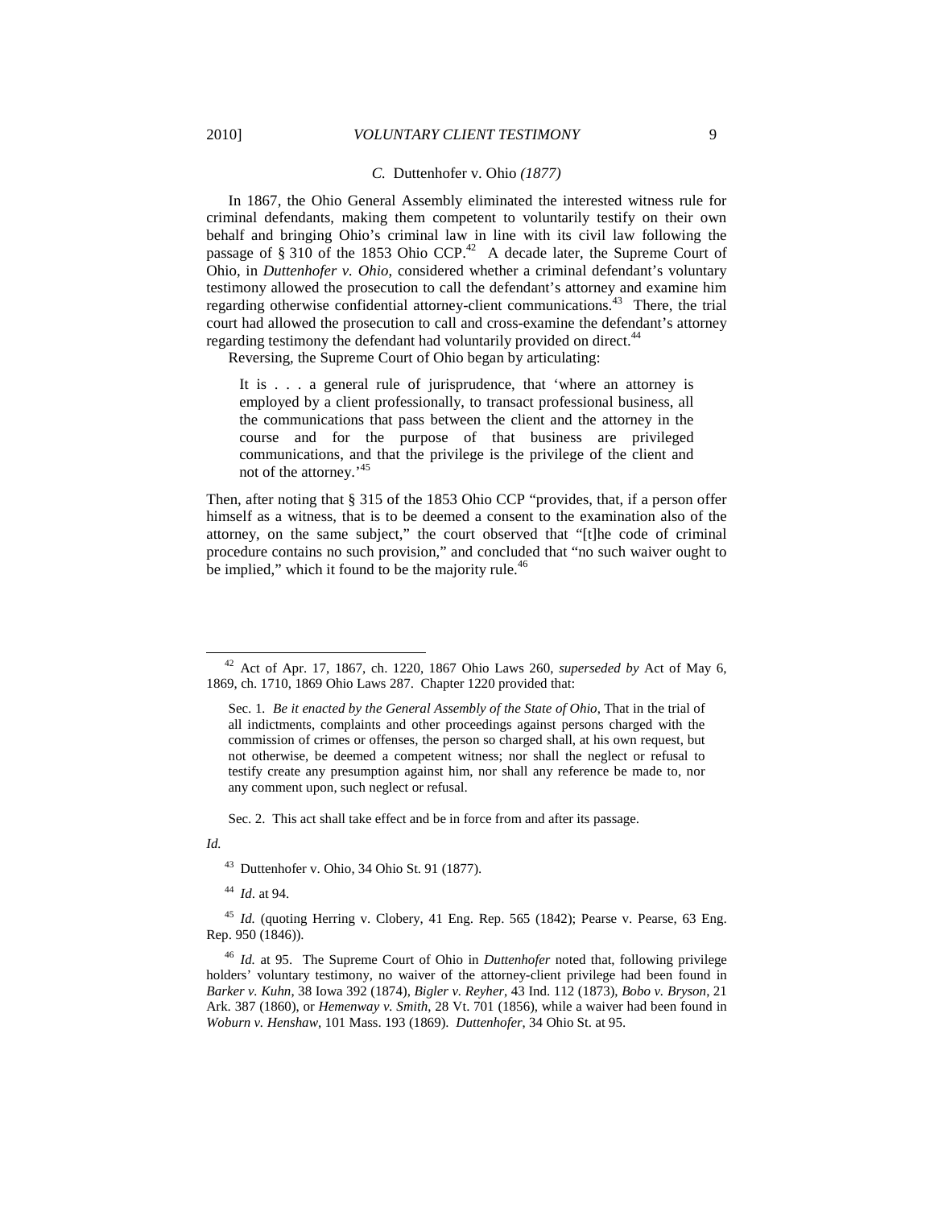### *C.* Duttenhofer v. Ohio *(1877)*

In 1867, the Ohio General Assembly eliminated the interested witness rule for criminal defendants, making them competent to voluntarily testify on their own behalf and bringing Ohio's criminal law in line with its civil law following the passage of § 310 of the 1853 Ohio CCP.[42] A decade later, the Supreme Court of Ohio, in *Duttenhofer v. Ohio*, considered whether a criminal defendant's voluntary testimony allowed the prosecution to call the defendant's attorney and examine him regarding otherwise confidential attorney-client communications.[43] There, the trial court had allowed the prosecution to call and cross-examine the defendant's attorney regarding testimony the defendant had voluntarily provided on direct.[44]

Reversing, the Supreme Court of Ohio began by articulating:

> It is . . . a general rule of jurisprudence, that 'where an attorney is employed by a client professionally, to transact professional business, all the communications that pass between the client and the attorney in the course and for the purpose of that business are privileged communications, and that the privilege is the privilege of the client and not of the attorney.'[45]

Then, after noting that § 315 of the 1853 Ohio CCP "provides, that, if a person offer himself as a witness, that is to be deemed a consent to the examination also of the attorney, on the same subject," the court observed that "[t]he code of criminal procedure contains no such provision," and concluded that "no such waiver ought to be implied," which it found to be the majority rule.[46]

---

[42] Act of Apr. 17, 1867, ch. 1220, 1867 Ohio Laws 260, *superseded by* Act of May 6, 1869, ch. 1710, 1869 Ohio Laws 287. Chapter 1220 provided that:

> Sec. 1. *Be it enacted by the General Assembly of the State of Ohio*, That in the trial of all indictments, complaints and other proceedings against persons charged with the commission of crimes or offenses, the person so charged shall, at his own request, but not otherwise, be deemed a competent witness; nor shall the neglect or refusal to testify create any presumption against him, nor shall any reference be made to, nor any comment upon, such neglect or refusal.
>
> Sec. 2. This act shall take effect and be in force from and after its passage.

*Id.*

[43] Duttenhofer v. Ohio, 34 Ohio St. 91 (1877).

[44] *Id*. at 94.

[45] *Id.* (quoting Herring v. Clobery, 41 Eng. Rep. 565 (1842); Pearse v. Pearse, 63 Eng. Rep. 950 (1846)).

[46] *Id.* at 95. The Supreme Court of Ohio in *Duttenhofer* noted that, following privilege holders' voluntary testimony, no waiver of the attorney-client privilege had been found in *Barker v. Kuhn*, 38 Iowa 392 (1874), *Bigler v. Reyher*, 43 Ind. 112 (1873), *Bobo v. Bryson*, 21 Ark. 387 (1860), or *Hemenway v. Smith*, 28 Vt. 701 (1856), while a waiver had been found in *Woburn v. Henshaw*, 101 Mass. 193 (1869). *Duttenhofer*, 34 Ohio St. at 95.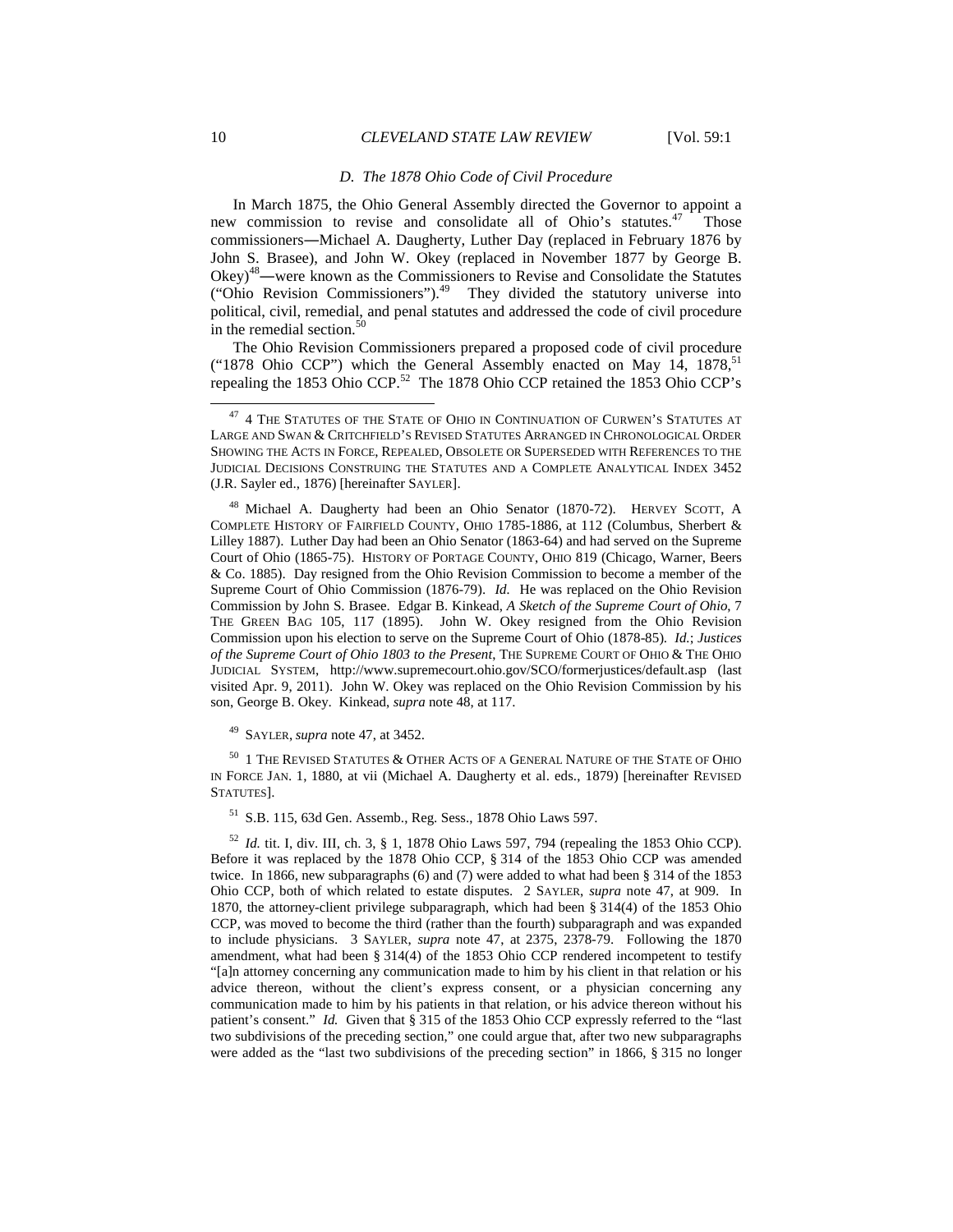### D. The 1878 Ohio Code of Civil Procedure

In March 1875, the Ohio General Assembly directed the Governor to appoint a new commission to revise and consolidate all of Ohio's statutes.[47] Those commissioners—Michael A. Daugherty, Luther Day (replaced in February 1876 by John S. Brasee), and John W. Okey (replaced in November 1877 by George B. Okey)[48]—were known as the Commissioners to Revise and Consolidate the Statutes ("Ohio Revision Commissioners").[49] They divided the statutory universe into political, civil, remedial, and penal statutes and addressed the code of civil procedure in the remedial section.[50]

The Ohio Revision Commissioners prepared a proposed code of civil procedure ("1878 Ohio CCP") which the General Assembly enacted on May 14, 1878,[51] repealing the 1853 Ohio CCP.[52] The 1878 Ohio CCP retained the 1853 Ohio CCP's

---

[47] 4 THE STATUTES OF THE STATE OF OHIO IN CONTINUATION OF CURWEN'S STATUTES AT LARGE AND SWAN & CRITCHFIELD'S REVISED STATUTES ARRANGED IN CHRONOLOGICAL ORDER SHOWING THE ACTS IN FORCE, REPEALED, OBSOLETE OR SUPERSEDED WITH REFERENCES TO THE JUDICIAL DECISIONS CONSTRUING THE STATUTES AND A COMPLETE ANALYTICAL INDEX 3452 (J.R. Sayler ed., 1876) [hereinafter SAYLER].

[48] Michael A. Daugherty had been an Ohio Senator (1870-72). HERVEY SCOTT, A COMPLETE HISTORY OF FAIRFIELD COUNTY, OHIO 1785-1886, at 112 (Columbus, Sherbert & Lilley 1887). Luther Day had been an Ohio Senator (1863-64) and had served on the Supreme Court of Ohio (1865-75). HISTORY OF PORTAGE COUNTY, OHIO 819 (Chicago, Warner, Beers & Co. 1885). Day resigned from the Ohio Revision Commission to become a member of the Supreme Court of Ohio Commission (1876-79). *Id.* He was replaced on the Ohio Revision Commission by John S. Brasee. Edgar B. Kinkead, *A Sketch of the Supreme Court of Ohio*, 7 THE GREEN BAG 105, 117 (1895). John W. Okey resigned from the Ohio Revision Commission upon his election to serve on the Supreme Court of Ohio (1878-85). *Id.*; *Justices of the Supreme Court of Ohio 1803 to the Present*, THE SUPREME COURT OF OHIO & THE OHIO JUDICIAL SYSTEM, http://www.supremecourt.ohio.gov/SCO/formerjustices/default.asp (last visited Apr. 9, 2011). John W. Okey was replaced on the Ohio Revision Commission by his son, George B. Okey. Kinkead, *supra* note 48, at 117.

[49] SAYLER, *supra* note 47, at 3452.

[50] 1 THE REVISED STATUTES & OTHER ACTS OF A GENERAL NATURE OF THE STATE OF OHIO IN FORCE JAN. 1, 1880, at vii (Michael A. Daugherty et al. eds., 1879) [hereinafter REVISED STATUTES].

[51] S.B. 115, 63d Gen. Assemb., Reg. Sess., 1878 Ohio Laws 597.

[52] *Id.* tit. I, div. III, ch. 3, § 1, 1878 Ohio Laws 597, 794 (repealing the 1853 Ohio CCP). Before it was replaced by the 1878 Ohio CCP, § 314 of the 1853 Ohio CCP was amended twice. In 1866, new subparagraphs (6) and (7) were added to what had been § 314 of the 1853 Ohio CCP, both of which related to estate disputes. 2 SAYLER, *supra* note 47, at 909. In 1870, the attorney-client privilege subparagraph, which had been § 314(4) of the 1853 Ohio CCP, was moved to become the third (rather than the fourth) subparagraph and was expanded to include physicians. 3 SAYLER, *supra* note 47, at 2375, 2378-79. Following the 1870 amendment, what had been § 314(4) of the 1853 Ohio CCP rendered incompetent to testify "[a]n attorney concerning any communication made to him by his client in that relation or his advice thereon, without the client's express consent, or a physician concerning any communication made to him by his patients in that relation, or his advice thereon without his patient's consent." *Id.* Given that § 315 of the 1853 Ohio CCP expressly referred to the "last two subdivisions of the preceding section," one could argue that, after two new subparagraphs were added as the "last two subdivisions of the preceding section" in 1866, § 315 no longer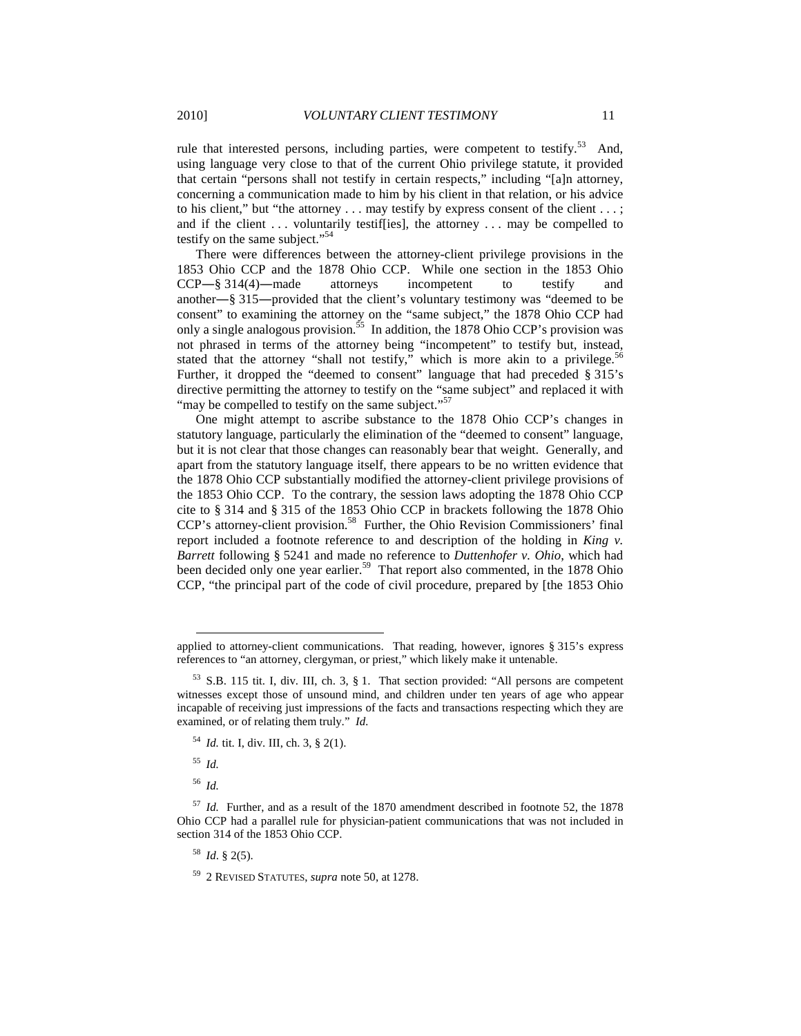rule that interested persons, including parties, were competent to testify.[53] And, using language very close to that of the current Ohio privilege statute, it provided that certain "persons shall not testify in certain respects," including "[a]n attorney, concerning a communication made to him by his client in that relation, or his advice to his client," but "the attorney . . . may testify by express consent of the client . . . ; and if the client . . . voluntarily testif[ies], the attorney . . . may be compelled to testify on the same subject."[54]

There were differences between the attorney-client privilege provisions in the 1853 Ohio CCP and the 1878 Ohio CCP. While one section in the 1853 Ohio CCP―§ 314(4)―made attorneys incompetent to testify and another―§ 315―provided that the client's voluntary testimony was "deemed to be consent" to examining the attorney on the "same subject," the 1878 Ohio CCP had only a single analogous provision.[55] In addition, the 1878 Ohio CCP's provision was not phrased in terms of the attorney being "incompetent" to testify but, instead, stated that the attorney "shall not testify," which is more akin to a privilege.[56] Further, it dropped the "deemed to consent" language that had preceded § 315's directive permitting the attorney to testify on the "same subject" and replaced it with "may be compelled to testify on the same subject."[57]

One might attempt to ascribe substance to the 1878 Ohio CCP's changes in statutory language, particularly the elimination of the "deemed to consent" language, but it is not clear that those changes can reasonably bear that weight. Generally, and apart from the statutory language itself, there appears to be no written evidence that the 1878 Ohio CCP substantially modified the attorney-client privilege provisions of the 1853 Ohio CCP. To the contrary, the session laws adopting the 1878 Ohio CCP cite to § 314 and § 315 of the 1853 Ohio CCP in brackets following the 1878 Ohio CCP's attorney-client provision.[58] Further, the Ohio Revision Commissioners' final report included a footnote reference to and description of the holding in *King v. Barrett* following § 5241 and made no reference to *Duttenhofer v. Ohio*, which had been decided only one year earlier.[59] That report also commented, in the 1878 Ohio CCP, "the principal part of the code of civil procedure, prepared by [the 1853 Ohio

---

applied to attorney-client communications. That reading, however, ignores § 315's express references to "an attorney, clergyman, or priest," which likely make it untenable.

[53] S.B. 115 tit. I, div. III, ch. 3, § 1. That section provided: "All persons are competent witnesses except those of unsound mind, and children under ten years of age who appear incapable of receiving just impressions of the facts and transactions respecting which they are examined, or of relating them truly." *Id.*

[54] *Id.* tit. I, div. III, ch. 3, § 2(1).

[55] *Id.*

[56] *Id.*

[57] *Id.* Further, and as a result of the 1870 amendment described in footnote 52, the 1878 Ohio CCP had a parallel rule for physician-patient communications that was not included in section 314 of the 1853 Ohio CCP.

[58] *Id*. § 2(5).

[59] 2 REVISED STATUTES, *supra* note 50, at 1278.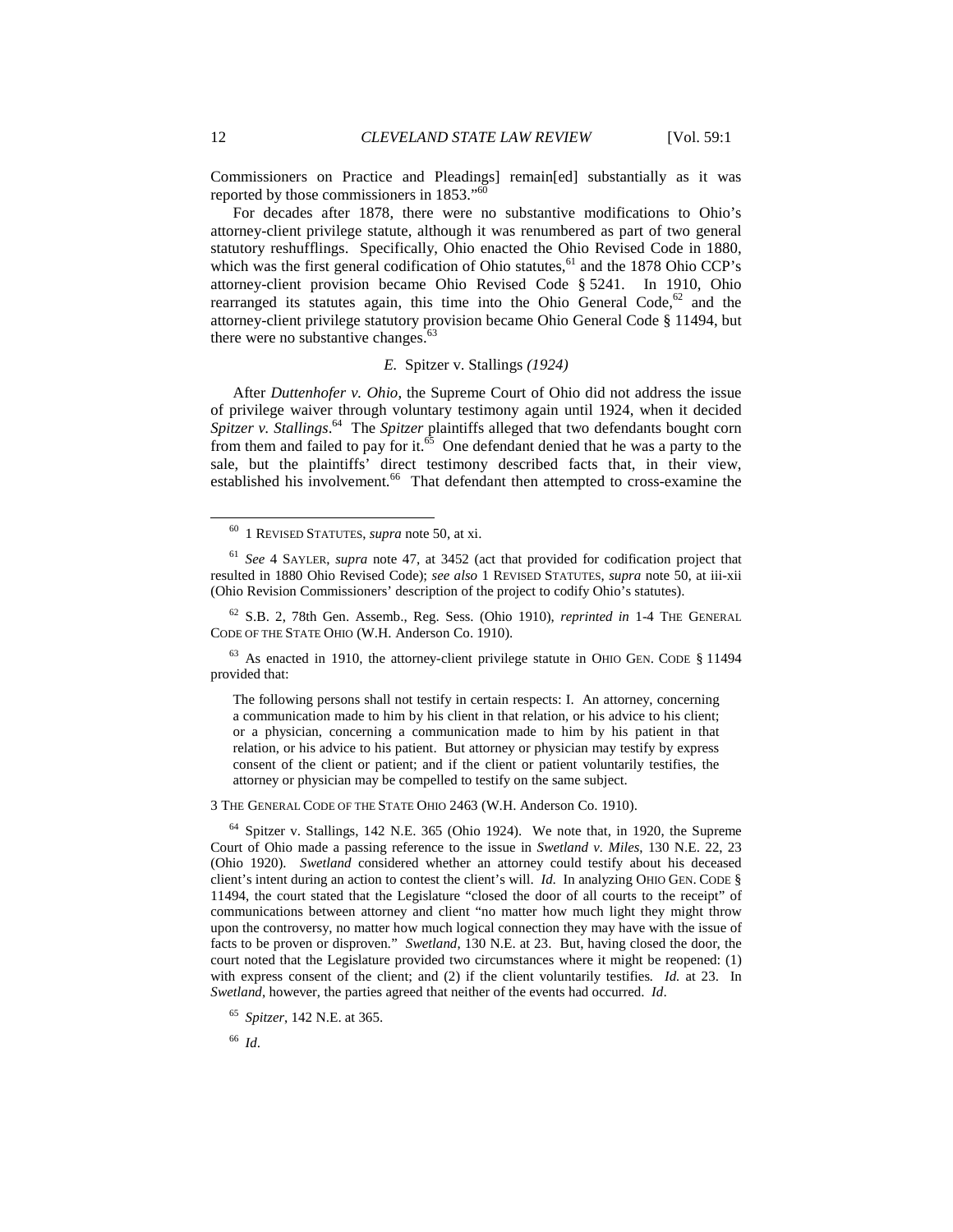Commissioners on Practice and Pleadings] remain[ed] substantially as it was reported by those commissioners in 1853."[60]

For decades after 1878, there were no substantive modifications to Ohio's attorney-client privilege statute, although it was renumbered as part of two general statutory reshufflings. Specifically, Ohio enacted the Ohio Revised Code in 1880, which was the first general codification of Ohio statutes,[61] and the 1878 Ohio CCP's attorney-client provision became Ohio Revised Code § 5241. In 1910, Ohio rearranged its statutes again, this time into the Ohio General Code,[62] and the attorney-client privilege statutory provision became Ohio General Code § 11494, but there were no substantive changes.[63]

### *E.* Spitzer v. Stallings *(1924)*

After *Duttenhofer v. Ohio*, the Supreme Court of Ohio did not address the issue of privilege waiver through voluntary testimony again until 1924, when it decided *Spitzer v. Stallings*.[64] The *Spitzer* plaintiffs alleged that two defendants bought corn from them and failed to pay for it.[65] One defendant denied that he was a party to the sale, but the plaintiffs' direct testimony described facts that, in their view, established his involvement.[66] That defendant then attempted to cross-examine the

---

[60] 1 REVISED STATUTES, *supra* note 50, at xi.

[61] *See* 4 SAYLER, *supra* note 47, at 3452 (act that provided for codification project that resulted in 1880 Ohio Revised Code); *see also* 1 REVISED STATUTES, *supra* note 50, at iii-xii (Ohio Revision Commissioners' description of the project to codify Ohio's statutes).

[62] S.B. 2, 78th Gen. Assemb., Reg. Sess. (Ohio 1910), *reprinted in* 1-4 THE GENERAL CODE OF THE STATE OHIO (W.H. Anderson Co. 1910).

[63] As enacted in 1910, the attorney-client privilege statute in OHIO GEN. CODE § 11494 provided that:

> The following persons shall not testify in certain respects: I. An attorney, concerning a communication made to him by his client in that relation, or his advice to his client; or a physician, concerning a communication made to him by his patient in that relation, or his advice to his patient. But attorney or physician may testify by express consent of the client or patient; and if the client or patient voluntarily testifies, the attorney or physician may be compelled to testify on the same subject.

3 THE GENERAL CODE OF THE STATE OHIO 2463 (W.H. Anderson Co. 1910).

[64] Spitzer v. Stallings, 142 N.E. 365 (Ohio 1924). We note that, in 1920, the Supreme Court of Ohio made a passing reference to the issue in *Swetland v. Miles*, 130 N.E. 22, 23 (Ohio 1920). *Swetland* considered whether an attorney could testify about his deceased client's intent during an action to contest the client's will. *Id.* In analyzing OHIO GEN. CODE § 11494, the court stated that the Legislature "closed the door of all courts to the receipt" of communications between attorney and client "no matter how much light they might throw upon the controversy, no matter how much logical connection they may have with the issue of facts to be proven or disproven." *Swetland*, 130 N.E. at 23. But, having closed the door, the court noted that the Legislature provided two circumstances where it might be reopened: (1) with express consent of the client; and (2) if the client voluntarily testifies. *Id.* at 23. In *Swetland*, however, the parties agreed that neither of the events had occurred. *Id*.

[65] *Spitzer*, 142 N.E. at 365.

[66] *Id*.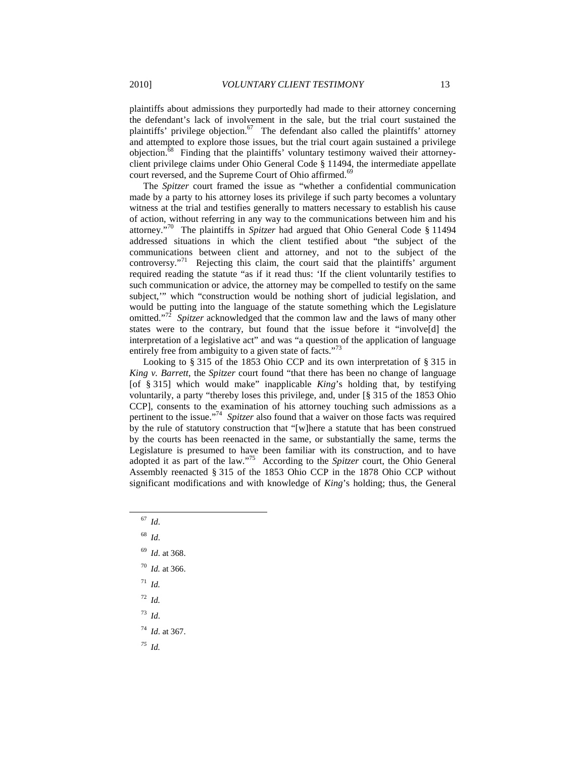plaintiffs about admissions they purportedly had made to their attorney concerning the defendant's lack of involvement in the sale, but the trial court sustained the plaintiffs' privilege objection.[67] The defendant also called the plaintiffs' attorney and attempted to explore those issues, but the trial court again sustained a privilege objection.[68] Finding that the plaintiffs' voluntary testimony waived their attorney-client privilege claims under Ohio General Code § 11494, the intermediate appellate court reversed, and the Supreme Court of Ohio affirmed.[69]

The *Spitzer* court framed the issue as "whether a confidential communication made by a party to his attorney loses its privilege if such party becomes a voluntary witness at the trial and testifies generally to matters necessary to establish his cause of action, without referring in any way to the communications between him and his attorney."[70] The plaintiffs in *Spitzer* had argued that Ohio General Code § 11494 addressed situations in which the client testified about "the subject of the communications between client and attorney, and not to the subject of the controversy."[71] Rejecting this claim, the court said that the plaintiffs' argument required reading the statute "as if it read thus: 'If the client voluntarily testifies to such communication or advice, the attorney may be compelled to testify on the same subject,'" which "construction would be nothing short of judicial legislation, and would be putting into the language of the statute something which the Legislature omitted."[72] *Spitzer* acknowledged that the common law and the laws of many other states were to the contrary, but found that the issue before it "involve[d] the interpretation of a legislative act" and was "a question of the application of language entirely free from ambiguity to a given state of facts."[73]

Looking to § 315 of the 1853 Ohio CCP and its own interpretation of § 315 in *King v. Barrett*, the *Spitzer* court found "that there has been no change of language [of § 315] which would make" inapplicable *King*'s holding that, by testifying voluntarily, a party "thereby loses this privilege, and, under [§ 315 of the 1853 Ohio CCP], consents to the examination of his attorney touching such admissions as a pertinent to the issue."[74] *Spitzer* also found that a waiver on those facts was required by the rule of statutory construction that "[w]here a statute that has been construed by the courts has been reenacted in the same, or substantially the same, terms the Legislature is presumed to have been familiar with its construction, and to have adopted it as part of the law."[75] According to the *Spitzer* court, the Ohio General Assembly reenacted § 315 of the 1853 Ohio CCP in the 1878 Ohio CCP without significant modifications and with knowledge of *King*'s holding; thus, the General

---

[67] *Id*.

[68] *Id*.

[69] *Id*. at 368.

[70] *Id.* at 366.

[71] *Id.*

[72] *Id.*

[73] *Id*.

[74] *Id*. at 367.

[75] *Id.*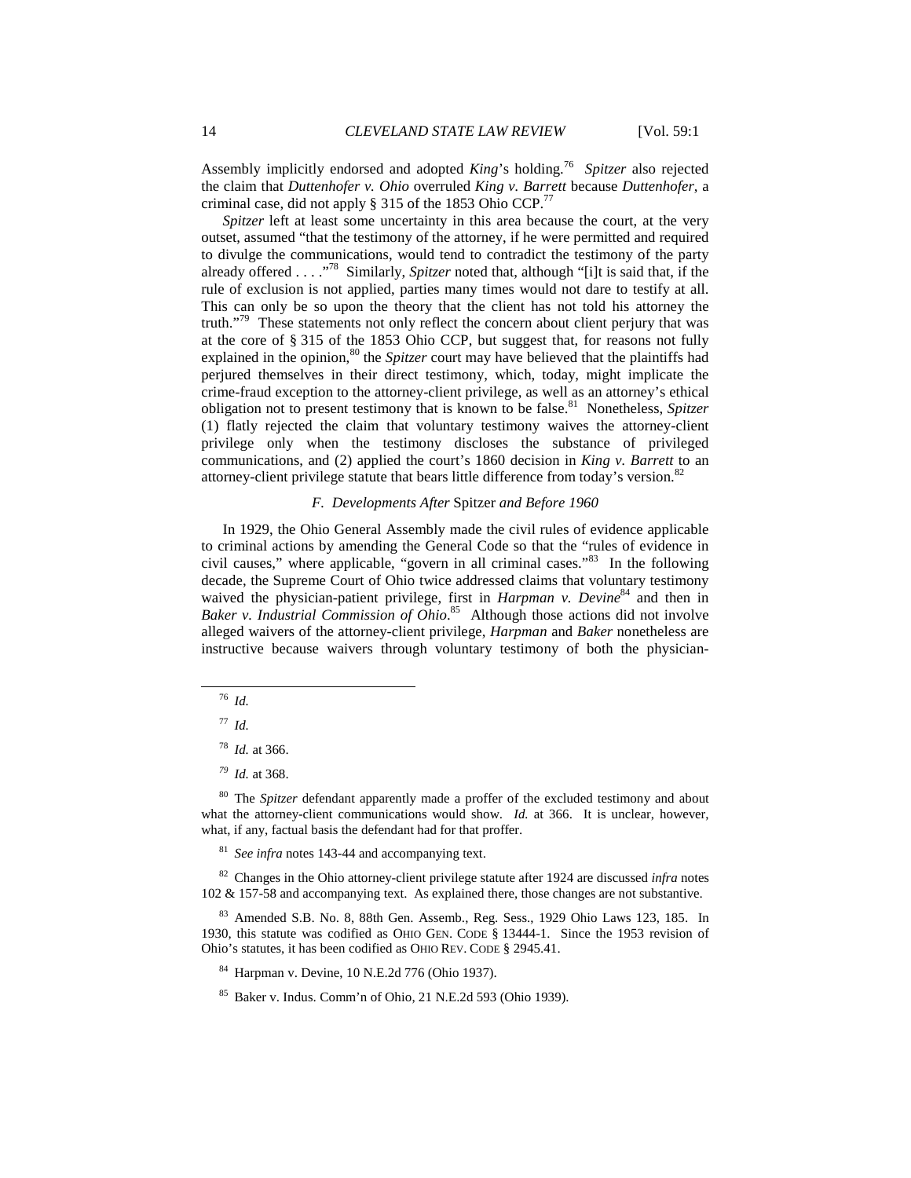Assembly implicitly endorsed and adopted *King*'s holding.[76] *Spitzer* also rejected the claim that *Duttenhofer v. Ohio* overruled *King v. Barrett* because *Duttenhofer*, a criminal case, did not apply § 315 of the 1853 Ohio CCP.[77]

*Spitzer* left at least some uncertainty in this area because the court, at the very outset, assumed "that the testimony of the attorney, if he were permitted and required to divulge the communications, would tend to contradict the testimony of the party already offered . . . ."[78] Similarly, *Spitzer* noted that, although "[i]t is said that, if the rule of exclusion is not applied, parties many times would not dare to testify at all. This can only be so upon the theory that the client has not told his attorney the truth."[79] These statements not only reflect the concern about client perjury that was at the core of § 315 of the 1853 Ohio CCP, but suggest that, for reasons not fully explained in the opinion,[80] the *Spitzer* court may have believed that the plaintiffs had perjured themselves in their direct testimony, which, today, might implicate the crime-fraud exception to the attorney-client privilege, as well as an attorney's ethical obligation not to present testimony that is known to be false.[81] Nonetheless, *Spitzer* (1) flatly rejected the claim that voluntary testimony waives the attorney-client privilege only when the testimony discloses the substance of privileged communications, and (2) applied the court's 1860 decision in *King v. Barrett* to an attorney-client privilege statute that bears little difference from today's version.[82]

### *F. Developments After* Spitzer *and Before 1960*

In 1929, the Ohio General Assembly made the civil rules of evidence applicable to criminal actions by amending the General Code so that the "rules of evidence in civil causes," where applicable, "govern in all criminal cases."[83] In the following decade, the Supreme Court of Ohio twice addressed claims that voluntary testimony waived the physician-patient privilege, first in *Harpman v. Devine*[84] and then in *Baker v. Industrial Commission of Ohio*.[85] Although those actions did not involve alleged waivers of the attorney-client privilege, *Harpman* and *Baker* nonetheless are instructive because waivers through voluntary testimony of both the physician-

---

[76] *Id.*

[77] *Id.*

[78] *Id.* at 366.

[79] *Id.* at 368.

[80] The *Spitzer* defendant apparently made a proffer of the excluded testimony and about what the attorney-client communications would show. *Id.* at 366. It is unclear, however, what, if any, factual basis the defendant had for that proffer.

[81] *See infra* notes 143-44 and accompanying text.

[82] Changes in the Ohio attorney-client privilege statute after 1924 are discussed *infra* notes 102 & 157-58 and accompanying text. As explained there, those changes are not substantive.

[83] Amended S.B. No. 8, 88th Gen. Assemb., Reg. Sess., 1929 Ohio Laws 123, 185. In 1930, this statute was codified as OHIO GEN. CODE § 13444-1. Since the 1953 revision of Ohio's statutes, it has been codified as OHIO REV. CODE § 2945.41.

[84] Harpman v. Devine, 10 N.E.2d 776 (Ohio 1937).

[85] Baker v. Indus. Comm'n of Ohio, 21 N.E.2d 593 (Ohio 1939).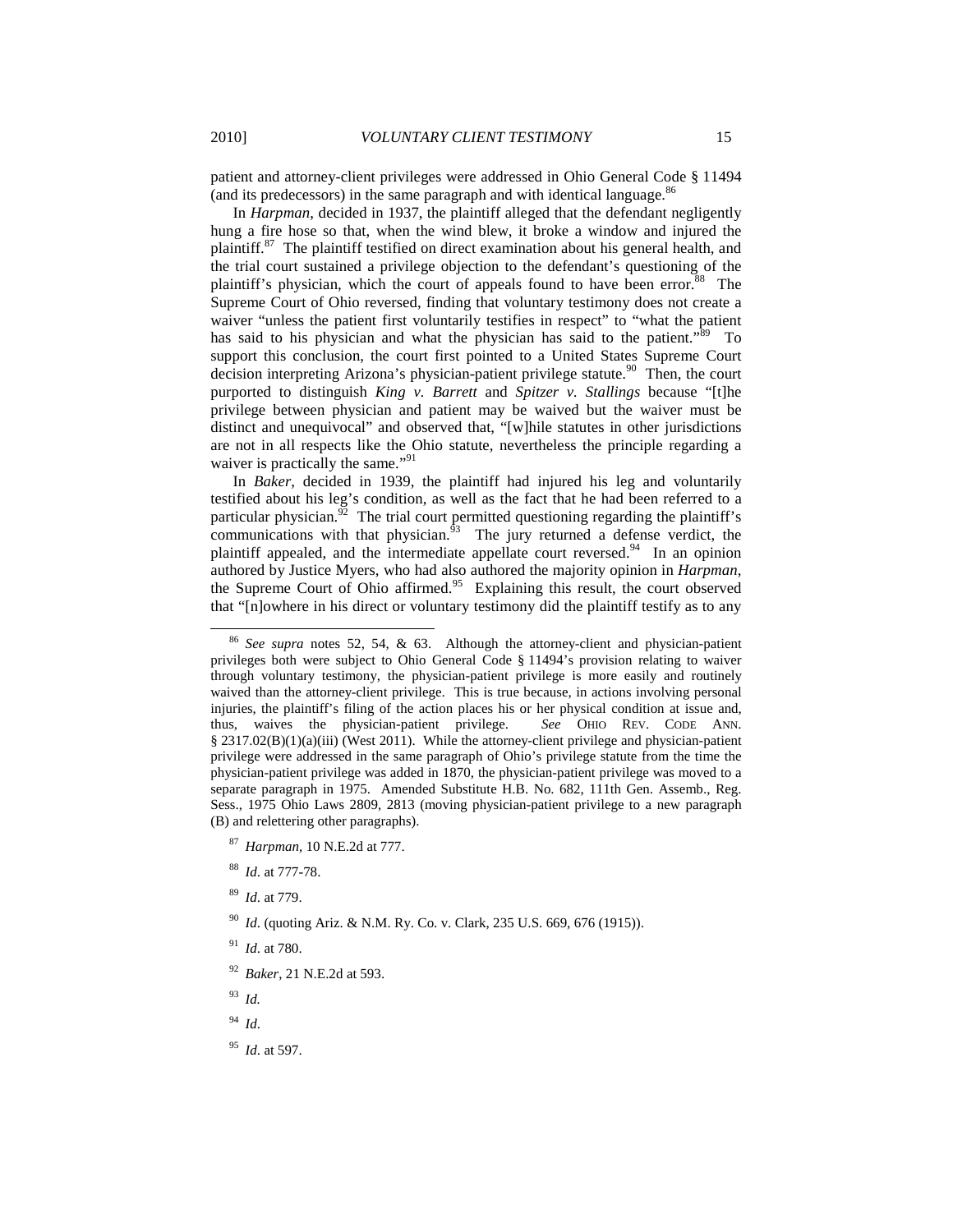patient and attorney-client privileges were addressed in Ohio General Code § 11494 (and its predecessors) in the same paragraph and with identical language.[86]

In *Harpman*, decided in 1937, the plaintiff alleged that the defendant negligently hung a fire hose so that, when the wind blew, it broke a window and injured the plaintiff.[87] The plaintiff testified on direct examination about his general health, and the trial court sustained a privilege objection to the defendant's questioning of the plaintiff's physician, which the court of appeals found to have been error.[88] The Supreme Court of Ohio reversed, finding that voluntary testimony does not create a waiver "unless the patient first voluntarily testifies in respect" to "what the patient has said to his physician and what the physician has said to the patient."[89] To support this conclusion, the court first pointed to a United States Supreme Court decision interpreting Arizona's physician-patient privilege statute.[90] Then, the court purported to distinguish *King v. Barrett* and *Spitzer v. Stallings* because "[t]he privilege between physician and patient may be waived but the waiver must be distinct and unequivocal" and observed that, "[w]hile statutes in other jurisdictions are not in all respects like the Ohio statute, nevertheless the principle regarding a waiver is practically the same."[91]

In *Baker*, decided in 1939, the plaintiff had injured his leg and voluntarily testified about his leg's condition, as well as the fact that he had been referred to a particular physician.[92] The trial court permitted questioning regarding the plaintiff's communications with that physician.[93] The jury returned a defense verdict, the plaintiff appealed, and the intermediate appellate court reversed.[94] In an opinion authored by Justice Myers, who had also authored the majority opinion in *Harpman*, the Supreme Court of Ohio affirmed.[95] Explaining this result, the court observed that "[n]owhere in his direct or voluntary testimony did the plaintiff testify as to any

---

[86] *See supra* notes 52, 54, & 63. Although the attorney-client and physician-patient privileges both were subject to Ohio General Code § 11494's provision relating to waiver through voluntary testimony, the physician-patient privilege is more easily and routinely waived than the attorney-client privilege. This is true because, in actions involving personal injuries, the plaintiff's filing of the action places his or her physical condition at issue and, thus, waives the physician-patient privilege. *See* OHIO REV. CODE ANN. § 2317.02(B)(1)(a)(iii) (West 2011). While the attorney-client privilege and physician-patient privilege were addressed in the same paragraph of Ohio's privilege statute from the time the physician-patient privilege was added in 1870, the physician-patient privilege was moved to a separate paragraph in 1975. Amended Substitute H.B. No. 682, 111th Gen. Assemb., Reg. Sess., 1975 Ohio Laws 2809, 2813 (moving physician-patient privilege to a new paragraph (B) and relettering other paragraphs).

[87] *Harpman*, 10 N.E.2d at 777.

[88] *Id*. at 777-78.

[89] *Id*. at 779.

[90] *Id*. (quoting Ariz. & N.M. Ry. Co. v. Clark, 235 U.S. 669, 676 (1915)).

[91] *Id*. at 780.

[92] *Baker*, 21 N.E.2d at 593.

[93] *Id.*

[94] *Id*.

[95] *Id*. at 597.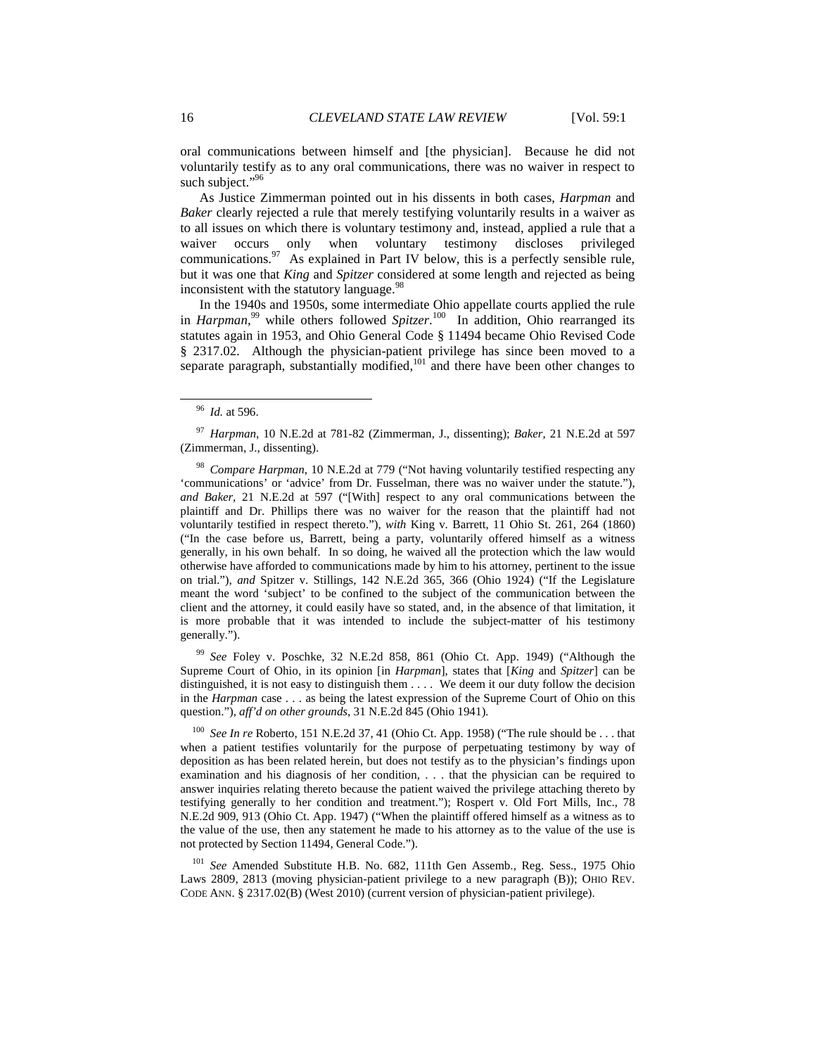oral communications between himself and [the physician]. Because he did not voluntarily testify as to any oral communications, there was no waiver in respect to such subject."[96]

As Justice Zimmerman pointed out in his dissents in both cases, *Harpman* and *Baker* clearly rejected a rule that merely testifying voluntarily results in a waiver as to all issues on which there is voluntary testimony and, instead, applied a rule that a waiver occurs only when voluntary testimony discloses privileged communications.[97] As explained in Part IV below, this is a perfectly sensible rule, but it was one that *King* and *Spitzer* considered at some length and rejected as being inconsistent with the statutory language.[98]

In the 1940s and 1950s, some intermediate Ohio appellate courts applied the rule in *Harpman*,[99] while others followed *Spitzer*.[100] In addition, Ohio rearranged its statutes again in 1953, and Ohio General Code § 11494 became Ohio Revised Code § 2317.02. Although the physician-patient privilege has since been moved to a separate paragraph, substantially modified,[101] and there have been other changes to

---

[96] *Id.* at 596.

[97] *Harpman*, 10 N.E.2d at 781-82 (Zimmerman, J., dissenting); *Baker*, 21 N.E.2d at 597 (Zimmerman, J., dissenting).

[98] *Compare Harpman*, 10 N.E.2d at 779 ("Not having voluntarily testified respecting any 'communications' or 'advice' from Dr. Fusselman, there was no waiver under the statute."), *and Baker*, 21 N.E.2d at 597 ("[With] respect to any oral communications between the plaintiff and Dr. Phillips there was no waiver for the reason that the plaintiff had not voluntarily testified in respect thereto."), *with* King v. Barrett, 11 Ohio St. 261, 264 (1860) ("In the case before us, Barrett, being a party, voluntarily offered himself as a witness generally, in his own behalf. In so doing, he waived all the protection which the law would otherwise have afforded to communications made by him to his attorney, pertinent to the issue on trial."), *and* Spitzer v. Stillings, 142 N.E.2d 365, 366 (Ohio 1924) ("If the Legislature meant the word 'subject' to be confined to the subject of the communication between the client and the attorney, it could easily have so stated, and, in the absence of that limitation, it is more probable that it was intended to include the subject-matter of his testimony generally.").

[99] *See* Foley v. Poschke, 32 N.E.2d 858, 861 (Ohio Ct. App. 1949) ("Although the Supreme Court of Ohio, in its opinion [in *Harpman*], states that [*King* and *Spitzer*] can be distinguished, it is not easy to distinguish them . . . . We deem it our duty follow the decision in the *Harpman* case . . . as being the latest expression of the Supreme Court of Ohio on this question."), *aff'd on other grounds*, 31 N.E.2d 845 (Ohio 1941).

[100] *See In re* Roberto, 151 N.E.2d 37, 41 (Ohio Ct. App. 1958) ("The rule should be . . . that when a patient testifies voluntarily for the purpose of perpetuating testimony by way of deposition as has been related herein, but does not testify as to the physician's findings upon examination and his diagnosis of her condition, . . . that the physician can be required to answer inquiries relating thereto because the patient waived the privilege attaching thereto by testifying generally to her condition and treatment."); Rospert v. Old Fort Mills, Inc., 78 N.E.2d 909, 913 (Ohio Ct. App. 1947) ("When the plaintiff offered himself as a witness as to the value of the use, then any statement he made to his attorney as to the value of the use is not protected by Section 11494, General Code.").

[101] *See* Amended Substitute H.B. No. 682, 111th Gen Assemb., Reg. Sess., 1975 Ohio Laws 2809, 2813 (moving physician-patient privilege to a new paragraph (B)); OHIO REV. CODE ANN. § 2317.02(B) (West 2010) (current version of physician-patient privilege).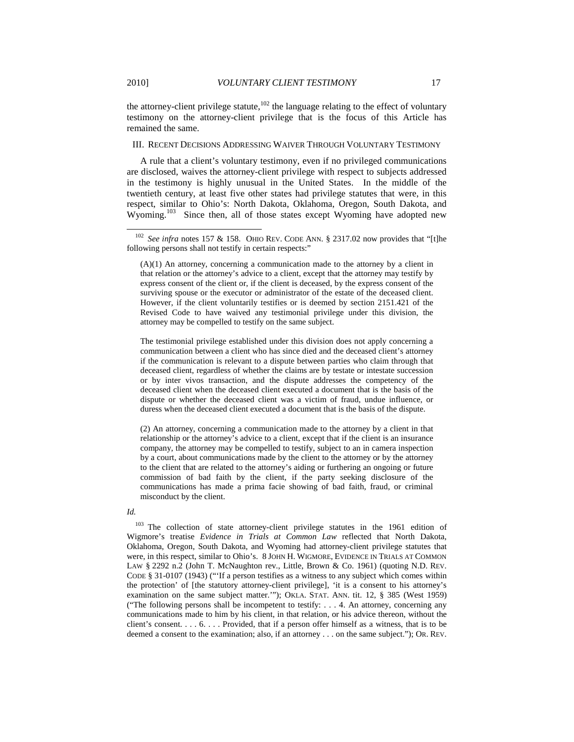the attorney-client privilege statute,[102] the language relating to the effect of voluntary testimony on the attorney-client privilege that is the focus of this Article has remained the same.

## III. Recent Decisions Addressing Waiver Through Voluntary Testimony

A rule that a client's voluntary testimony, even if no privileged communications are disclosed, waives the attorney-client privilege with respect to subjects addressed in the testimony is highly unusual in the United States. In the middle of the twentieth century, at least five other states had privilege statutes that were, in this respect, similar to Ohio's: North Dakota, Oklahoma, Oregon, South Dakota, and Wyoming.[103] Since then, all of those states except Wyoming have adopted new

---

[102] *See infra* notes 157 & 158. OHIO REV. CODE ANN. § 2317.02 now provides that "[t]he following persons shall not testify in certain respects:"

> (A)(1) An attorney, concerning a communication made to the attorney by a client in that relation or the attorney's advice to a client, except that the attorney may testify by express consent of the client or, if the client is deceased, by the express consent of the surviving spouse or the executor or administrator of the estate of the deceased client. However, if the client voluntarily testifies or is deemed by section 2151.421 of the Revised Code to have waived any testimonial privilege under this division, the attorney may be compelled to testify on the same subject.
>
> The testimonial privilege established under this division does not apply concerning a communication between a client who has since died and the deceased client's attorney if the communication is relevant to a dispute between parties who claim through that deceased client, regardless of whether the claims are by testate or intestate succession or by inter vivos transaction, and the dispute addresses the competency of the deceased client when the deceased client executed a document that is the basis of the dispute or whether the deceased client was a victim of fraud, undue influence, or duress when the deceased client executed a document that is the basis of the dispute.
>
> (2) An attorney, concerning a communication made to the attorney by a client in that relationship or the attorney's advice to a client, except that if the client is an insurance company, the attorney may be compelled to testify, subject to an in camera inspection by a court, about communications made by the client to the attorney or by the attorney to the client that are related to the attorney's aiding or furthering an ongoing or future commission of bad faith by the client, if the party seeking disclosure of the communications has made a prima facie showing of bad faith, fraud, or criminal misconduct by the client.

*Id.*

[103] The collection of state attorney-client privilege statutes in the 1961 edition of Wigmore's treatise *Evidence in Trials at Common Law* reflected that North Dakota, Oklahoma, Oregon, South Dakota, and Wyoming had attorney-client privilege statutes that were, in this respect, similar to Ohio's. 8 JOHN H. WIGMORE, EVIDENCE IN TRIALS AT COMMON LAW § 2292 n.2 (John T. McNaughton rev., Little, Brown & Co. 1961) (quoting N.D. REV. CODE § 31-0107 (1943) ("'If a person testifies as a witness to any subject which comes within the protection' of [the statutory attorney-client privilege], 'it is a consent to his attorney's examination on the same subject matter.'"); OKLA. STAT. ANN. tit. 12, § 385 (West 1959) ("The following persons shall be incompetent to testify: . . . 4. An attorney, concerning any communications made to him by his client, in that relation, or his advice thereon, without the client's consent. . . . 6. . . . Provided, that if a person offer himself as a witness, that is to be deemed a consent to the examination; also, if an attorney . . . on the same subject."); OR. REV.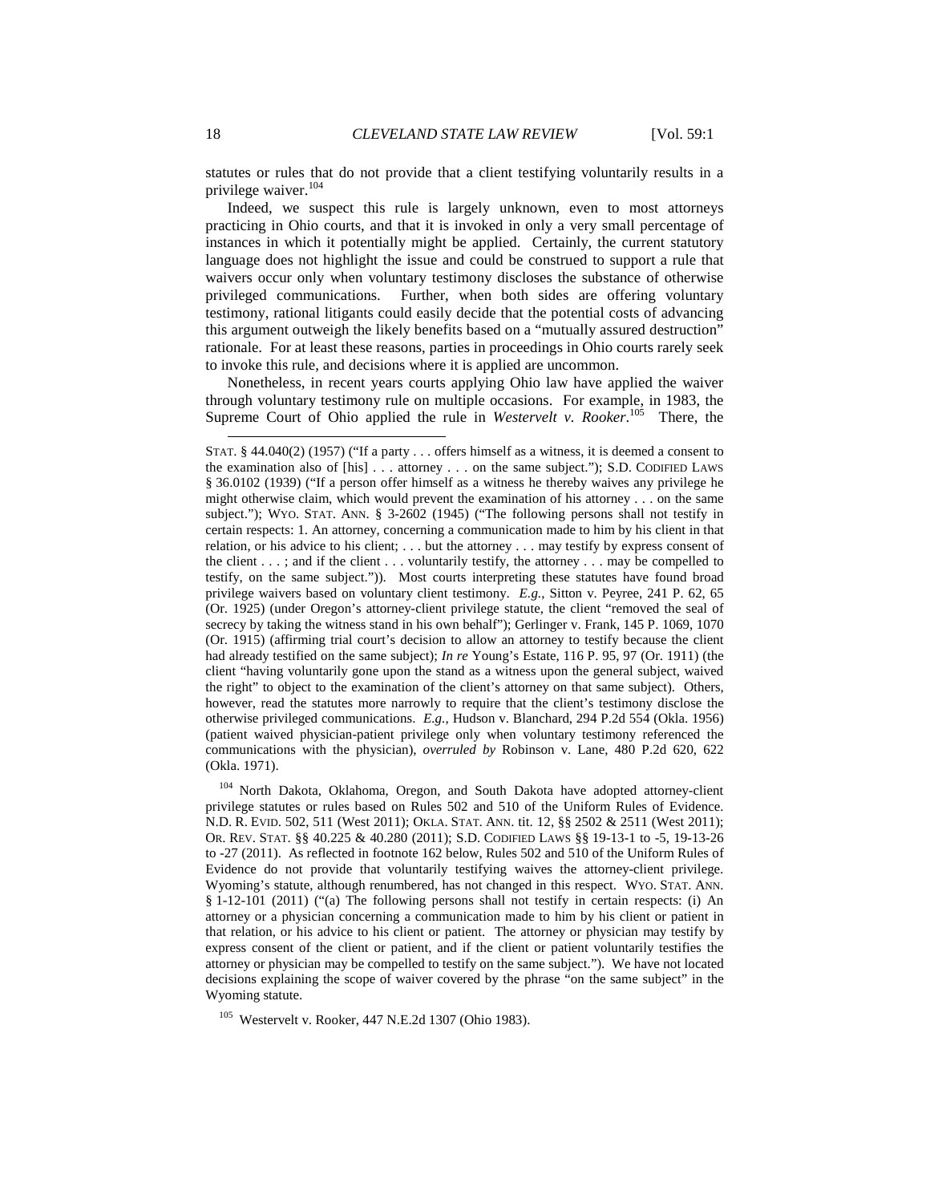statutes or rules that do not provide that a client testifying voluntarily results in a privilege waiver.[104]

Indeed, we suspect this rule is largely unknown, even to most attorneys practicing in Ohio courts, and that it is invoked in only a very small percentage of instances in which it potentially might be applied. Certainly, the current statutory language does not highlight the issue and could be construed to support a rule that waivers occur only when voluntary testimony discloses the substance of otherwise privileged communications. Further, when both sides are offering voluntary testimony, rational litigants could easily decide that the potential costs of advancing this argument outweigh the likely benefits based on a "mutually assured destruction" rationale. For at least these reasons, parties in proceedings in Ohio courts rarely seek to invoke this rule, and decisions where it is applied are uncommon.

Nonetheless, in recent years courts applying Ohio law have applied the waiver through voluntary testimony rule on multiple occasions. For example, in 1983, the Supreme Court of Ohio applied the rule in *Westervelt v. Rooker*.[105] There, the

---

STAT. § 44.040(2) (1957) ("If a party . . . offers himself as a witness, it is deemed a consent to the examination also of [his] . . . attorney . . . on the same subject."); S.D. CODIFIED LAWS § 36.0102 (1939) ("If a person offer himself as a witness he thereby waives any privilege he might otherwise claim, which would prevent the examination of his attorney . . . on the same subject."); WYO. STAT. ANN. § 3-2602 (1945) ("The following persons shall not testify in certain respects: 1. An attorney, concerning a communication made to him by his client in that relation, or his advice to his client; . . . but the attorney . . . may testify by express consent of the client . . . ; and if the client . . . voluntarily testify, the attorney . . . may be compelled to testify, on the same subject.")). Most courts interpreting these statutes have found broad privilege waivers based on voluntary client testimony. *E.g.*, Sitton v. Peyree, 241 P. 62, 65 (Or. 1925) (under Oregon's attorney-client privilege statute, the client "removed the seal of secrecy by taking the witness stand in his own behalf"); Gerlinger v. Frank, 145 P. 1069, 1070 (Or. 1915) (affirming trial court's decision to allow an attorney to testify because the client had already testified on the same subject); *In re* Young's Estate, 116 P. 95, 97 (Or. 1911) (the client "having voluntarily gone upon the stand as a witness upon the general subject, waived the right" to object to the examination of the client's attorney on that same subject). Others, however, read the statutes more narrowly to require that the client's testimony disclose the otherwise privileged communications. *E.g.*, Hudson v. Blanchard, 294 P.2d 554 (Okla. 1956) (patient waived physician-patient privilege only when voluntary testimony referenced the communications with the physician), *overruled by* Robinson v. Lane, 480 P.2d 620, 622 (Okla. 1971).

[104] North Dakota, Oklahoma, Oregon, and South Dakota have adopted attorney-client privilege statutes or rules based on Rules 502 and 510 of the Uniform Rules of Evidence. N.D. R. EVID. 502, 511 (West 2011); OKLA. STAT. ANN. tit. 12, §§ 2502 & 2511 (West 2011); OR. REV. STAT. §§ 40.225 & 40.280 (2011); S.D. CODIFIED LAWS §§ 19-13-1 to -5, 19-13-26 to -27 (2011). As reflected in footnote 162 below, Rules 502 and 510 of the Uniform Rules of Evidence do not provide that voluntarily testifying waives the attorney-client privilege. Wyoming's statute, although renumbered, has not changed in this respect. WYO. STAT. ANN. § 1-12-101 (2011) ("(a) The following persons shall not testify in certain respects: (i) An attorney or a physician concerning a communication made to him by his client or patient in that relation, or his advice to his client or patient. The attorney or physician may testify by express consent of the client or patient, and if the client or patient voluntarily testifies the attorney or physician may be compelled to testify on the same subject."). We have not located decisions explaining the scope of waiver covered by the phrase "on the same subject" in the Wyoming statute.

[105] Westervelt v. Rooker, 447 N.E.2d 1307 (Ohio 1983).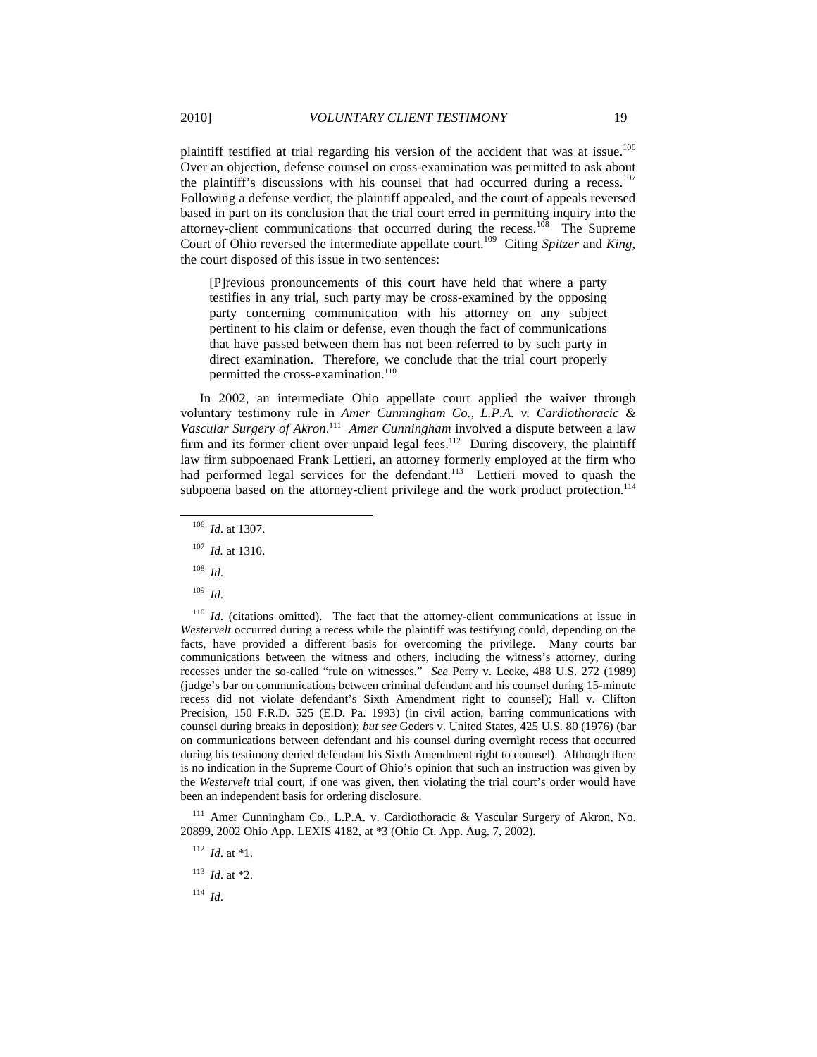plaintiff testified at trial regarding his version of the accident that was at issue.[106] Over an objection, defense counsel on cross-examination was permitted to ask about the plaintiff's discussions with his counsel that had occurred during a recess.[107] Following a defense verdict, the plaintiff appealed, and the court of appeals reversed based in part on its conclusion that the trial court erred in permitting inquiry into the attorney-client communications that occurred during the recess.[108] The Supreme Court of Ohio reversed the intermediate appellate court.[109] Citing *Spitzer* and *King*, the court disposed of this issue in two sentences:

> [P]revious pronouncements of this court have held that where a party testifies in any trial, such party may be cross-examined by the opposing party concerning communication with his attorney on any subject pertinent to his claim or defense, even though the fact of communications that have passed between them has not been referred to by such party in direct examination. Therefore, we conclude that the trial court properly permitted the cross-examination.[110]

In 2002, an intermediate Ohio appellate court applied the waiver through voluntary testimony rule in *Amer Cunningham Co., L.P.A. v. Cardiothoracic & Vascular Surgery of Akron*.[111] *Amer Cunningham* involved a dispute between a law firm and its former client over unpaid legal fees.[112] During discovery, the plaintiff law firm subpoenaed Frank Lettieri, an attorney formerly employed at the firm who had performed legal services for the defendant.[113] Lettieri moved to quash the subpoena based on the attorney-client privilege and the work product protection.[114]

---

[106] *Id*. at 1307.

[107] *Id.* at 1310.

[108] *Id*.

[109] *Id*.

[110] *Id*. (citations omitted). The fact that the attorney-client communications at issue in *Westervelt* occurred during a recess while the plaintiff was testifying could, depending on the facts, have provided a different basis for overcoming the privilege. Many courts bar communications between the witness and others, including the witness's attorney, during recesses under the so-called "rule on witnesses." *See* Perry v. Leeke, 488 U.S. 272 (1989) (judge's bar on communications between criminal defendant and his counsel during 15-minute recess did not violate defendant's Sixth Amendment right to counsel); Hall v. Clifton Precision, 150 F.R.D. 525 (E.D. Pa. 1993) (in civil action, barring communications with counsel during breaks in deposition); *but see* Geders v. United States, 425 U.S. 80 (1976) (bar on communications between defendant and his counsel during overnight recess that occurred during his testimony denied defendant his Sixth Amendment right to counsel). Although there is no indication in the Supreme Court of Ohio's opinion that such an instruction was given by the *Westervelt* trial court, if one was given, then violating the trial court's order would have been an independent basis for ordering disclosure.

[111] Amer Cunningham Co., L.P.A. v. Cardiothoracic & Vascular Surgery of Akron, No. 20899, 2002 Ohio App. LEXIS 4182, at *3 (Ohio Ct. App. Aug. 7, 2002).

[112] *Id*. at *1.

[113] *Id*. at *2.

[114] *Id*.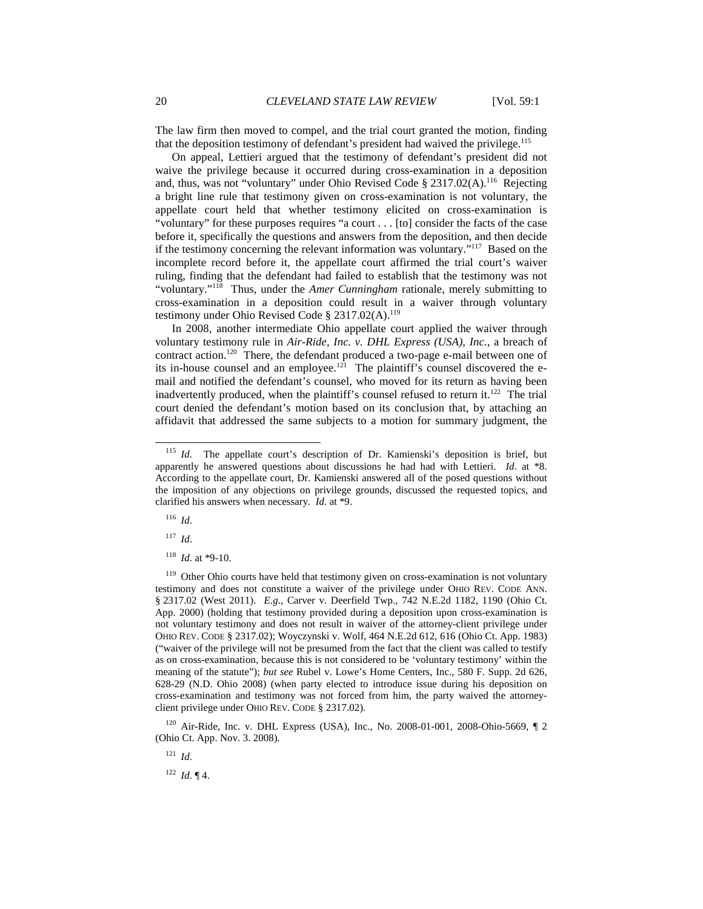The law firm then moved to compel, and the trial court granted the motion, finding that the deposition testimony of defendant's president had waived the privilege.[115]

On appeal, Lettieri argued that the testimony of defendant's president did not waive the privilege because it occurred during cross-examination in a deposition and, thus, was not "voluntary" under Ohio Revised Code § 2317.02(A).[116] Rejecting a bright line rule that testimony given on cross-examination is not voluntary, the appellate court held that whether testimony elicited on cross-examination is "voluntary" for these purposes requires "a court . . . [to] consider the facts of the case before it, specifically the questions and answers from the deposition, and then decide if the testimony concerning the relevant information was voluntary."[117] Based on the incomplete record before it, the appellate court affirmed the trial court's waiver ruling, finding that the defendant had failed to establish that the testimony was not "voluntary."[118] Thus, under the *Amer Cunningham* rationale, merely submitting to cross-examination in a deposition could result in a waiver through voluntary testimony under Ohio Revised Code § 2317.02(A).[119]

In 2008, another intermediate Ohio appellate court applied the waiver through voluntary testimony rule in *Air-Ride, Inc. v. DHL Express (USA), Inc.*, a breach of contract action.[120] There, the defendant produced a two-page e-mail between one of its in-house counsel and an employee.[121] The plaintiff's counsel discovered the e-mail and notified the defendant's counsel, who moved for its return as having been inadvertently produced, when the plaintiff's counsel refused to return it.[122] The trial court denied the defendant's motion based on its conclusion that, by attaching an affidavit that addressed the same subjects to a motion for summary judgment, the

---

[115] *Id*. The appellate court's description of Dr. Kamienski's deposition is brief, but apparently he answered questions about discussions he had had with Lettieri. *Id*. at *8. According to the appellate court, Dr. Kamienski answered all of the posed questions without the imposition of any objections on privilege grounds, discussed the requested topics, and clarified his answers when necessary. *Id*. at *9.

[116] *Id*.

[117] *Id*.

[118] *Id*. at *9-10.

[119] Other Ohio courts have held that testimony given on cross-examination is not voluntary testimony and does not constitute a waiver of the privilege under OHIO REV. CODE ANN. § 2317.02 (West 2011). *E.g*., Carver v. Deerfield Twp., 742 N.E.2d 1182, 1190 (Ohio Ct. App. 2000) (holding that testimony provided during a deposition upon cross-examination is not voluntary testimony and does not result in waiver of the attorney-client privilege under OHIO REV. CODE § 2317.02); Woyczynski v. Wolf, 464 N.E.2d 612, 616 (Ohio Ct. App. 1983) ("waiver of the privilege will not be presumed from the fact that the client was called to testify as on cross-examination, because this is not considered to be 'voluntary testimony' within the meaning of the statute"); *but see* Rubel v. Lowe's Home Centers, Inc., 580 F. Supp. 2d 626, 628-29 (N.D. Ohio 2008) (when party elected to introduce issue during his deposition on cross-examination and testimony was not forced from him, the party waived the attorney-client privilege under OHIO REV. CODE § 2317.02).

[120] Air-Ride, Inc. v. DHL Express (USA), Inc., No. 2008-01-001, 2008-Ohio-5669, ¶ 2 (Ohio Ct. App. Nov. 3. 2008).

[121] *Id*.

[122] *Id*. ¶ 4.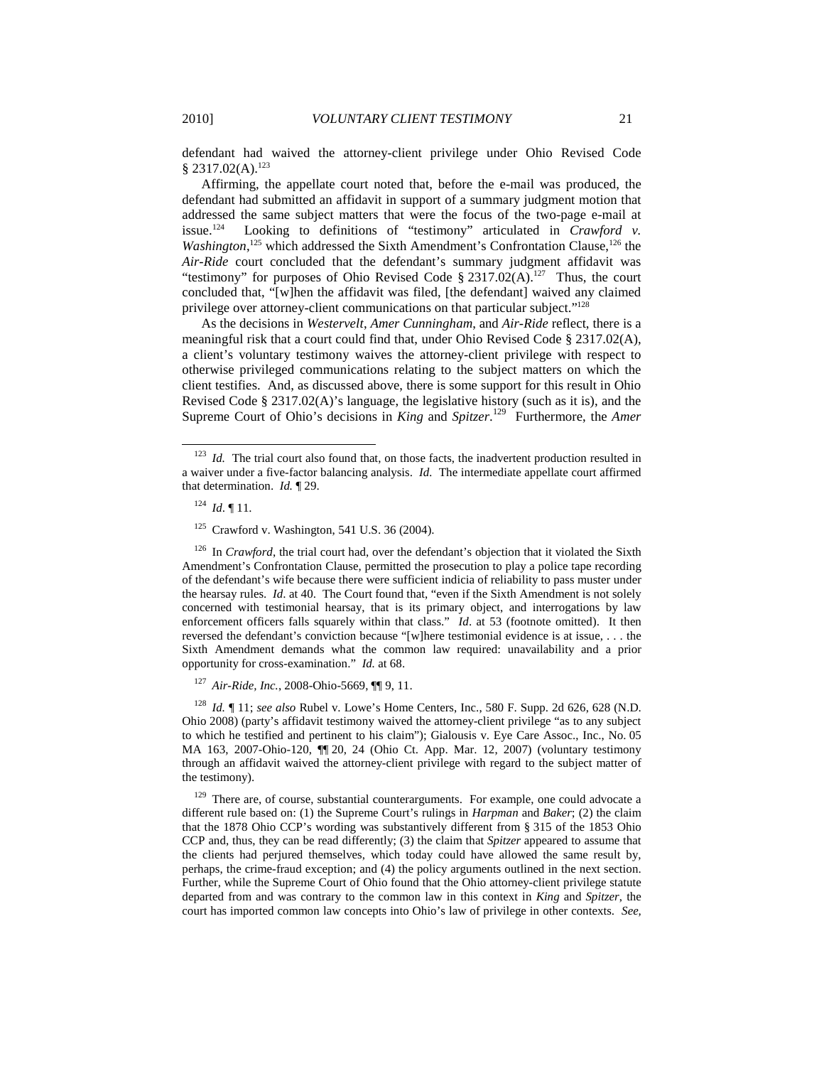defendant had waived the attorney-client privilege under Ohio Revised Code § 2317.02(A).[123]

Affirming, the appellate court noted that, before the e-mail was produced, the defendant had submitted an affidavit in support of a summary judgment motion that addressed the same subject matters that were the focus of the two-page e-mail at issue.[124] Looking to definitions of "testimony" articulated in *Crawford v. Washington*,[125] which addressed the Sixth Amendment's Confrontation Clause,[126] the *Air-Ride* court concluded that the defendant's summary judgment affidavit was "testimony" for purposes of Ohio Revised Code § 2317.02(A).[127] Thus, the court concluded that, "[w]hen the affidavit was filed, [the defendant] waived any claimed privilege over attorney-client communications on that particular subject."[128]

As the decisions in *Westervelt*, *Amer Cunningham*, and *Air-Ride* reflect, there is a meaningful risk that a court could find that, under Ohio Revised Code § 2317.02(A), a client's voluntary testimony waives the attorney-client privilege with respect to otherwise privileged communications relating to the subject matters on which the client testifies. And, as discussed above, there is some support for this result in Ohio Revised Code § 2317.02(A)'s language, the legislative history (such as it is), and the Supreme Court of Ohio's decisions in *King* and *Spitzer*.[129] Furthermore, the *Amer*

---

[123] *Id.* The trial court also found that, on those facts, the inadvertent production resulted in a waiver under a five-factor balancing analysis. *Id.* The intermediate appellate court affirmed that determination. *Id.* ¶ 29.

[124] *Id*. ¶ 11.

[125] Crawford v. Washington, 541 U.S. 36 (2004).

[126] In *Crawford*, the trial court had, over the defendant's objection that it violated the Sixth Amendment's Confrontation Clause, permitted the prosecution to play a police tape recording of the defendant's wife because there were sufficient indicia of reliability to pass muster under the hearsay rules. *Id*. at 40. The Court found that, "even if the Sixth Amendment is not solely concerned with testimonial hearsay, that is its primary object, and interrogations by law enforcement officers falls squarely within that class." *Id*. at 53 (footnote omitted). It then reversed the defendant's conviction because "[w]here testimonial evidence is at issue, . . . the Sixth Amendment demands what the common law required: unavailability and a prior opportunity for cross-examination." *Id.* at 68.

[127] *Air-Ride, Inc.*, 2008-Ohio-5669, ¶¶ 9, 11.

[128] *Id.* ¶ 11; *see also* Rubel v. Lowe's Home Centers, Inc., 580 F. Supp. 2d 626, 628 (N.D. Ohio 2008) (party's affidavit testimony waived the attorney-client privilege "as to any subject to which he testified and pertinent to his claim"); Gialousis v. Eye Care Assoc., Inc., No. 05 MA 163, 2007-Ohio-120, ¶¶ 20, 24 (Ohio Ct. App. Mar. 12, 2007) (voluntary testimony through an affidavit waived the attorney-client privilege with regard to the subject matter of the testimony).

[129] There are, of course, substantial counterarguments. For example, one could advocate a different rule based on: (1) the Supreme Court's rulings in *Harpman* and *Baker*; (2) the claim that the 1878 Ohio CCP's wording was substantively different from § 315 of the 1853 Ohio CCP and, thus, they can be read differently; (3) the claim that *Spitzer* appeared to assume that the clients had perjured themselves, which today could have allowed the same result by, perhaps, the crime-fraud exception; and (4) the policy arguments outlined in the next section. Further, while the Supreme Court of Ohio found that the Ohio attorney-client privilege statute departed from and was contrary to the common law in this context in *King* and *Spitzer*, the court has imported common law concepts into Ohio's law of privilege in other contexts. *See,*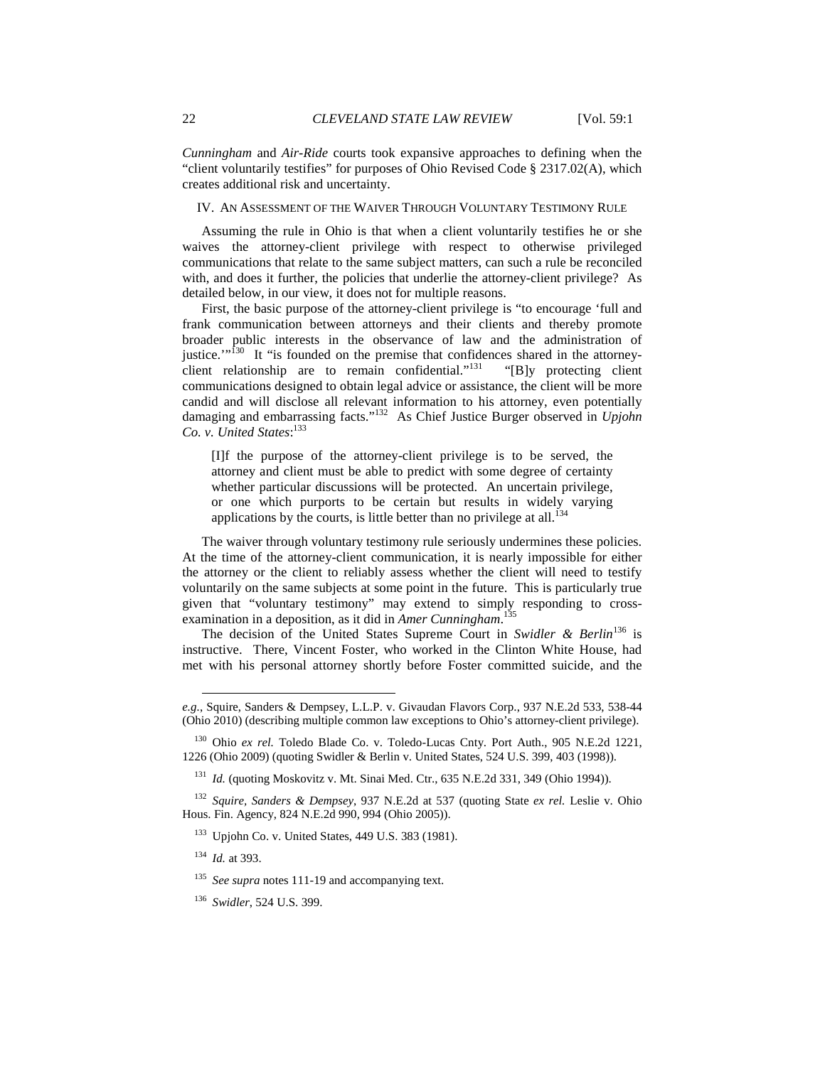*Cunningham* and *Air-Ride* courts took expansive approaches to defining when the "client voluntarily testifies" for purposes of Ohio Revised Code § 2317.02(A), which creates additional risk and uncertainty.

## IV. An Assessment of the Waiver Through Voluntary Testimony Rule

Assuming the rule in Ohio is that when a client voluntarily testifies he or she waives the attorney-client privilege with respect to otherwise privileged communications that relate to the same subject matters, can such a rule be reconciled with, and does it further, the policies that underlie the attorney-client privilege? As detailed below, in our view, it does not for multiple reasons.

First, the basic purpose of the attorney-client privilege is "to encourage 'full and frank communication between attorneys and their clients and thereby promote broader public interests in the observance of law and the administration of justice.'"[130] It "is founded on the premise that confidences shared in the attorney-client relationship are to remain confidential."[131] "[B]y protecting client communications designed to obtain legal advice or assistance, the client will be more candid and will disclose all relevant information to his attorney, even potentially damaging and embarrassing facts."[132] As Chief Justice Burger observed in *Upjohn Co. v. United States*:[133]

> [I]f the purpose of the attorney-client privilege is to be served, the attorney and client must be able to predict with some degree of certainty whether particular discussions will be protected. An uncertain privilege, or one which purports to be certain but results in widely varying applications by the courts, is little better than no privilege at all.[134]

The waiver through voluntary testimony rule seriously undermines these policies. At the time of the attorney-client communication, it is nearly impossible for either the attorney or the client to reliably assess whether the client will need to testify voluntarily on the same subjects at some point in the future. This is particularly true given that "voluntary testimony" may extend to simply responding to cross-examination in a deposition, as it did in *Amer Cunningham*.[135]

The decision of the United States Supreme Court in *Swidler & Berlin*[136] is instructive. There, Vincent Foster, who worked in the Clinton White House, had met with his personal attorney shortly before Foster committed suicide, and the

---

*e.g.*, Squire, Sanders & Dempsey, L.L.P. v. Givaudan Flavors Corp., 937 N.E.2d 533, 538-44 (Ohio 2010) (describing multiple common law exceptions to Ohio's attorney-client privilege).

[130] Ohio *ex rel.* Toledo Blade Co. v. Toledo-Lucas Cnty. Port Auth., 905 N.E.2d 1221, 1226 (Ohio 2009) (quoting Swidler & Berlin v. United States, 524 U.S. 399, 403 (1998)).

[131] *Id.* (quoting Moskovitz v. Mt. Sinai Med. Ctr., 635 N.E.2d 331, 349 (Ohio 1994)).

[132] *Squire, Sanders & Dempsey*, 937 N.E.2d at 537 (quoting State *ex rel.* Leslie v. Ohio Hous. Fin. Agency, 824 N.E.2d 990, 994 (Ohio 2005)).

[133] Upjohn Co. v. United States, 449 U.S. 383 (1981).

[134] *Id.* at 393.

[135] *See supra* notes 111-19 and accompanying text.

[136] *Swidler*, 524 U.S. 399.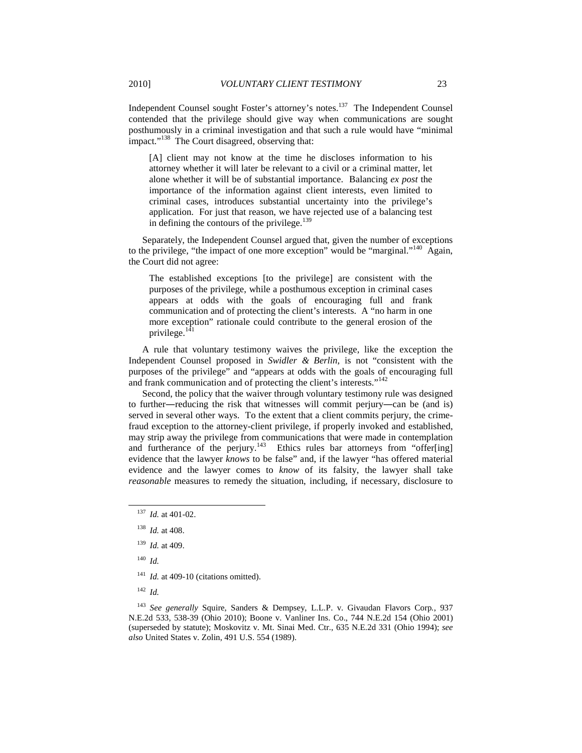Independent Counsel sought Foster's attorney's notes.[137] The Independent Counsel contended that the privilege should give way when communications are sought posthumously in a criminal investigation and that such a rule would have "minimal impact."[138] The Court disagreed, observing that:

> [A] client may not know at the time he discloses information to his attorney whether it will later be relevant to a civil or a criminal matter, let alone whether it will be of substantial importance. Balancing *ex post* the importance of the information against client interests, even limited to criminal cases, introduces substantial uncertainty into the privilege's application. For just that reason, we have rejected use of a balancing test in defining the contours of the privilege.[139]

Separately, the Independent Counsel argued that, given the number of exceptions to the privilege, "the impact of one more exception" would be "marginal."[140] Again, the Court did not agree:

> The established exceptions [to the privilege] are consistent with the purposes of the privilege, while a posthumous exception in criminal cases appears at odds with the goals of encouraging full and frank communication and of protecting the client's interests. A "no harm in one more exception" rationale could contribute to the general erosion of the privilege.[141]

A rule that voluntary testimony waives the privilege, like the exception the Independent Counsel proposed in *Swidler & Berlin*, is not "consistent with the purposes of the privilege" and "appears at odds with the goals of encouraging full and frank communication and of protecting the client's interests."[142]

Second, the policy that the waiver through voluntary testimony rule was designed to further—reducing the risk that witnesses will commit perjury—can be (and is) served in several other ways. To the extent that a client commits perjury, the crime-fraud exception to the attorney-client privilege, if properly invoked and established, may strip away the privilege from communications that were made in contemplation and furtherance of the perjury.[143] Ethics rules bar attorneys from "offer[ing] evidence that the lawyer *knows* to be false" and, if the lawyer "has offered material evidence and the lawyer comes to *know* of its falsity, the lawyer shall take *reasonable* measures to remedy the situation, including, if necessary, disclosure to

---

[137] *Id.* at 401-02.

[138] *Id.* at 408.

[139] *Id.* at 409.

[140] *Id.*

[141] *Id.* at 409-10 (citations omitted).

[142] *Id.*

[143] *See generally* Squire, Sanders & Dempsey, L.L.P. v. Givaudan Flavors Corp., 937 N.E.2d 533, 538-39 (Ohio 2010); Boone v. Vanliner Ins. Co., 744 N.E.2d 154 (Ohio 2001) (superseded by statute); Moskovitz v. Mt. Sinai Med. Ctr., 635 N.E.2d 331 (Ohio 1994); *see also* United States v. Zolin, 491 U.S. 554 (1989).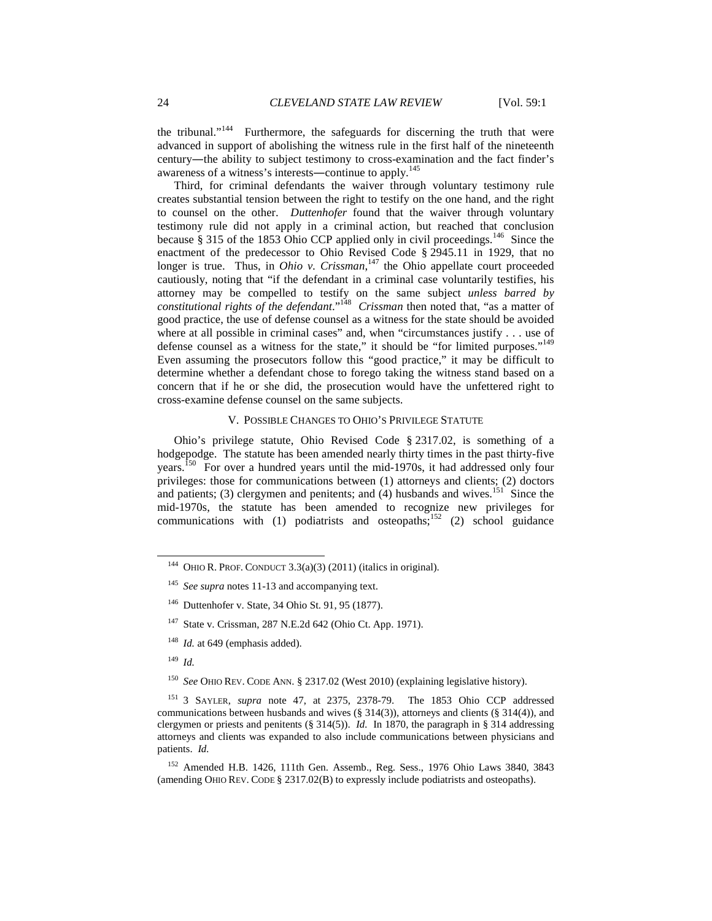the tribunal."[144] Furthermore, the safeguards for discerning the truth that were advanced in support of abolishing the witness rule in the first half of the nineteenth century—the ability to subject testimony to cross-examination and the fact finder's awareness of a witness's interests—continue to apply.[145]

Third, for criminal defendants the waiver through voluntary testimony rule creates substantial tension between the right to testify on the one hand, and the right to counsel on the other. *Duttenhofer* found that the waiver through voluntary testimony rule did not apply in a criminal action, but reached that conclusion because § 315 of the 1853 Ohio CCP applied only in civil proceedings.[146] Since the enactment of the predecessor to Ohio Revised Code § 2945.11 in 1929, that no longer is true. Thus, in *Ohio v. Crissman*,[147] the Ohio appellate court proceeded cautiously, noting that "if the defendant in a criminal case voluntarily testifies, his attorney may be compelled to testify on the same subject *unless barred by constitutional rights of the defendant*."[148] *Crissman* then noted that, "as a matter of good practice, the use of defense counsel as a witness for the state should be avoided where at all possible in criminal cases" and, when "circumstances justify . . . use of defense counsel as a witness for the state," it should be "for limited purposes."[149] Even assuming the prosecutors follow this "good practice," it may be difficult to determine whether a defendant chose to forego taking the witness stand based on a concern that if he or she did, the prosecution would have the unfettered right to cross-examine defense counsel on the same subjects.

## V. Possible Changes to Ohio's Privilege Statute

Ohio's privilege statute, Ohio Revised Code § 2317.02, is something of a hodgepodge. The statute has been amended nearly thirty times in the past thirty-five years.[150] For over a hundred years until the mid-1970s, it had addressed only four privileges: those for communications between (1) attorneys and clients; (2) doctors and patients; (3) clergymen and penitents; and (4) husbands and wives.[151] Since the mid-1970s, the statute has been amended to recognize new privileges for communications with (1) podiatrists and osteopaths;[152] (2) school guidance

---

[144] Ohio R. Prof. Conduct 3.3(a)(3) (2011) (italics in original).

[145] *See supra* notes 11-13 and accompanying text.

[146] Duttenhofer v. State, 34 Ohio St. 91, 95 (1877).

[147] State v. Crissman, 287 N.E.2d 642 (Ohio Ct. App. 1971).

[148] *Id.* at 649 (emphasis added).

[149] *Id.*

[150] *See* Ohio Rev. Code Ann. § 2317.02 (West 2010) (explaining legislative history).

[151] 3 Sayler, *supra* note 47, at 2375, 2378-79. The 1853 Ohio CCP addressed communications between husbands and wives (§ 314(3)), attorneys and clients (§ 314(4)), and clergymen or priests and penitents (§ 314(5)). *Id.* In 1870, the paragraph in § 314 addressing attorneys and clients was expanded to also include communications between physicians and patients. *Id.*

[152] Amended H.B. 1426, 111th Gen. Assemb., Reg. Sess., 1976 Ohio Laws 3840, 3843 (amending Ohio Rev. Code § 2317.02(B) to expressly include podiatrists and osteopaths).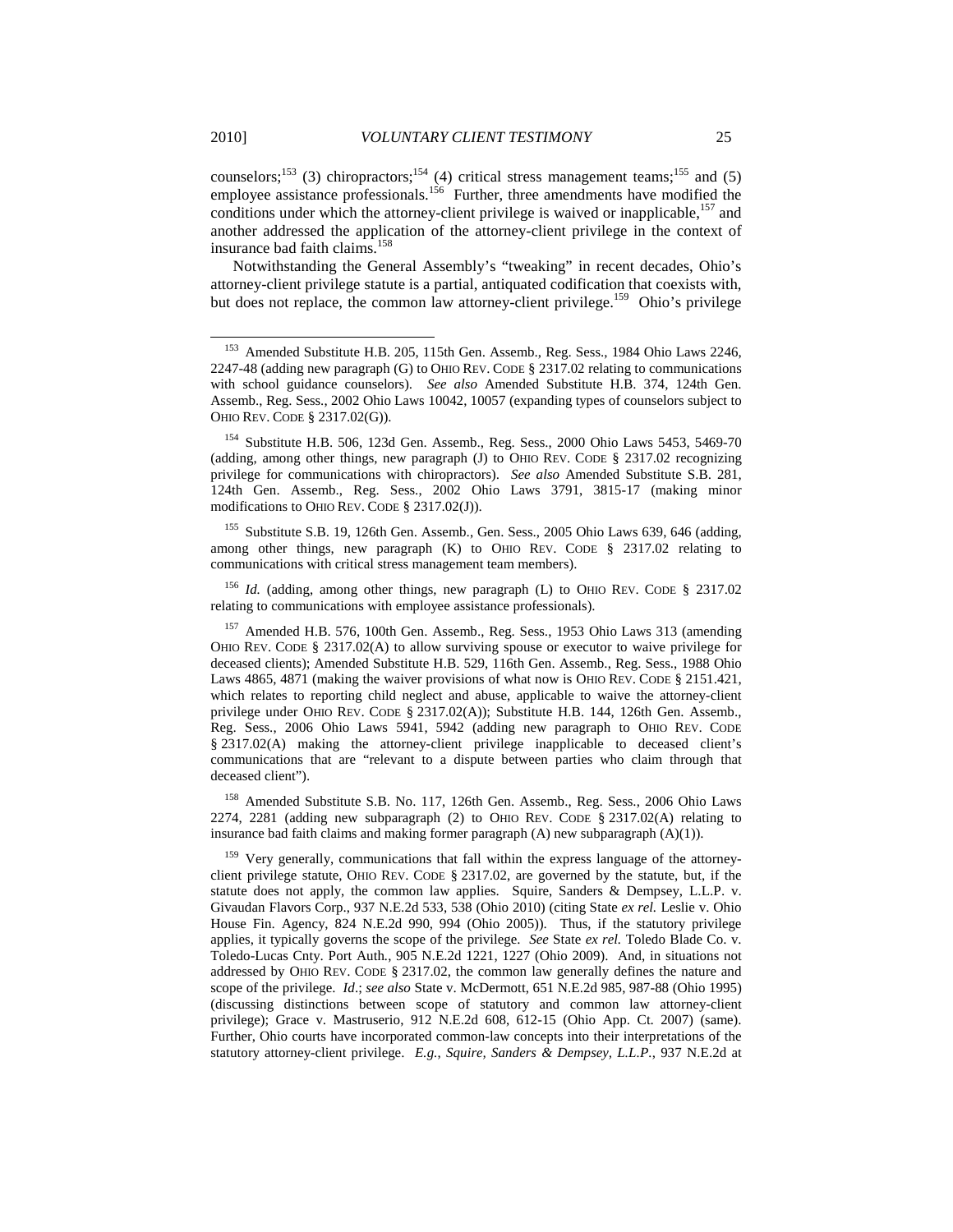counselors;[153] (3) chiropractors;[154] (4) critical stress management teams;[155] and (5) employee assistance professionals.[156] Further, three amendments have modified the conditions under which the attorney-client privilege is waived or inapplicable,[157] and another addressed the application of the attorney-client privilege in the context of insurance bad faith claims.[158]

Notwithstanding the General Assembly's "tweaking" in recent decades, Ohio's attorney-client privilege statute is a partial, antiquated codification that coexists with, but does not replace, the common law attorney-client privilege.[159] Ohio's privilege

---

[153] Amended Substitute H.B. 205, 115th Gen. Assemb., Reg. Sess., 1984 Ohio Laws 2246, 2247-48 (adding new paragraph (G) to OHIO REV. CODE § 2317.02 relating to communications with school guidance counselors). *See also* Amended Substitute H.B. 374, 124th Gen. Assemb., Reg. Sess., 2002 Ohio Laws 10042, 10057 (expanding types of counselors subject to OHIO REV. CODE § 2317.02(G)).

[154] Substitute H.B. 506, 123d Gen. Assemb., Reg. Sess., 2000 Ohio Laws 5453, 5469-70 (adding, among other things, new paragraph (J) to OHIO REV. CODE § 2317.02 recognizing privilege for communications with chiropractors). *See also* Amended Substitute S.B. 281, 124th Gen. Assemb., Reg. Sess., 2002 Ohio Laws 3791, 3815-17 (making minor modifications to OHIO REV. CODE § 2317.02(J)).

[155] Substitute S.B. 19, 126th Gen. Assemb., Gen. Sess., 2005 Ohio Laws 639, 646 (adding, among other things, new paragraph (K) to OHIO REV. CODE § 2317.02 relating to communications with critical stress management team members).

[156] *Id.* (adding, among other things, new paragraph (L) to OHIO REV. CODE § 2317.02 relating to communications with employee assistance professionals).

[157] Amended H.B. 576, 100th Gen. Assemb., Reg. Sess., 1953 Ohio Laws 313 (amending OHIO REV. CODE § 2317.02(A) to allow surviving spouse or executor to waive privilege for deceased clients); Amended Substitute H.B. 529, 116th Gen. Assemb., Reg. Sess., 1988 Ohio Laws 4865, 4871 (making the waiver provisions of what now is OHIO REV. CODE § 2151.421, which relates to reporting child neglect and abuse, applicable to waive the attorney-client privilege under OHIO REV. CODE § 2317.02(A)); Substitute H.B. 144, 126th Gen. Assemb., Reg. Sess., 2006 Ohio Laws 5941, 5942 (adding new paragraph to OHIO REV. CODE § 2317.02(A) making the attorney-client privilege inapplicable to deceased client's communications that are "relevant to a dispute between parties who claim through that deceased client").

[158] Amended Substitute S.B. No. 117, 126th Gen. Assemb., Reg. Sess., 2006 Ohio Laws 2274, 2281 (adding new subparagraph (2) to OHIO REV. CODE § 2317.02(A) relating to insurance bad faith claims and making former paragraph (A) new subparagraph (A)(1)).

[159] Very generally, communications that fall within the express language of the attorney-client privilege statute, OHIO REV. CODE § 2317.02, are governed by the statute, but, if the statute does not apply, the common law applies. Squire, Sanders & Dempsey, L.L.P. v. Givaudan Flavors Corp., 937 N.E.2d 533, 538 (Ohio 2010) (citing State *ex rel.* Leslie v. Ohio House Fin. Agency, 824 N.E.2d 990, 994 (Ohio 2005)). Thus, if the statutory privilege applies, it typically governs the scope of the privilege. *See* State *ex rel.* Toledo Blade Co. v. Toledo-Lucas Cnty. Port Auth., 905 N.E.2d 1221, 1227 (Ohio 2009). And, in situations not addressed by OHIO REV. CODE § 2317.02, the common law generally defines the nature and scope of the privilege. *Id*.; *see also* State v. McDermott, 651 N.E.2d 985, 987-88 (Ohio 1995) (discussing distinctions between scope of statutory and common law attorney-client privilege); Grace v. Mastruserio, 912 N.E.2d 608, 612-15 (Ohio App. Ct. 2007) (same). Further, Ohio courts have incorporated common-law concepts into their interpretations of the statutory attorney-client privilege. *E.g.*, *Squire, Sanders & Dempsey, L.L.P.*, 937 N.E.2d at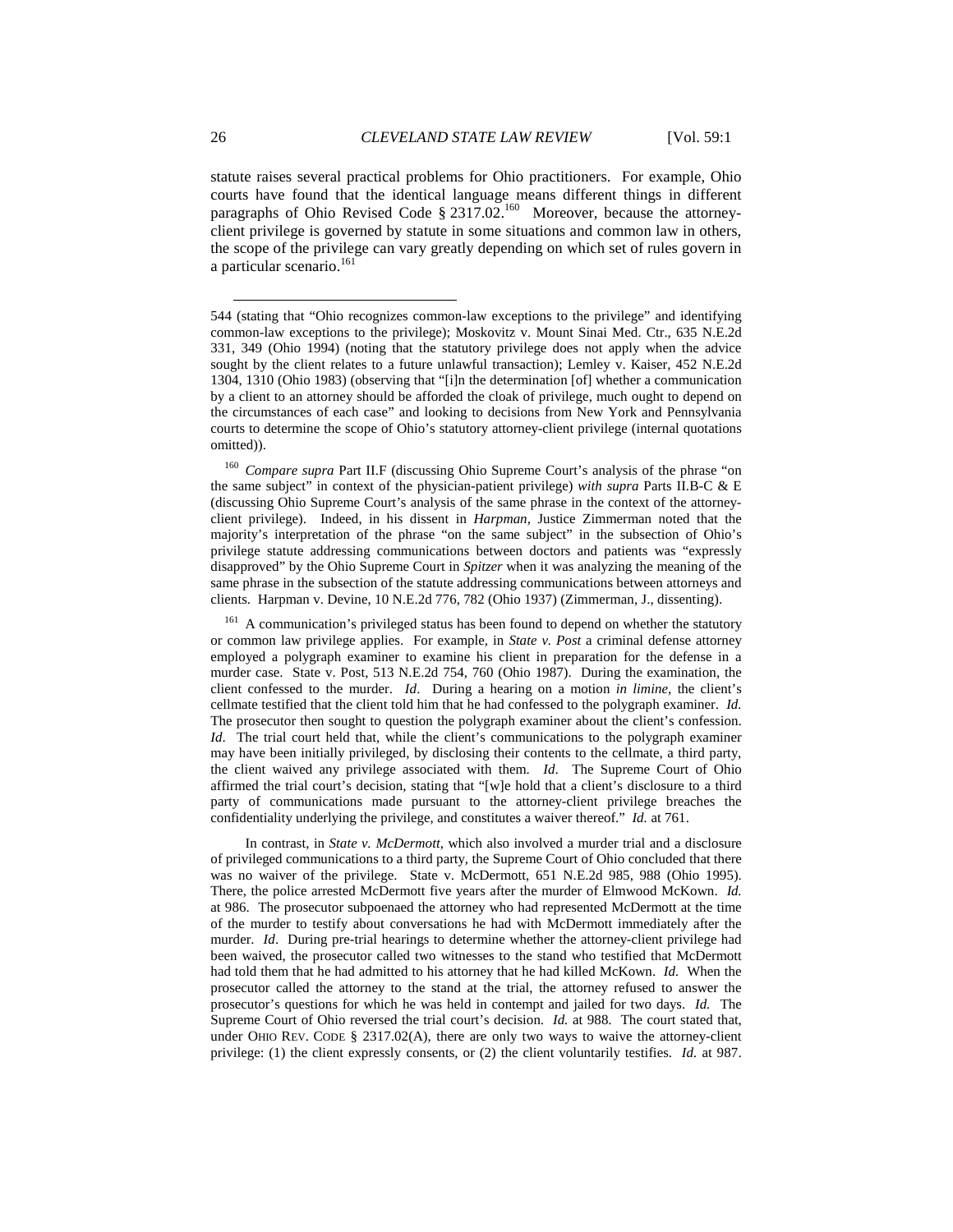statute raises several practical problems for Ohio practitioners. For example, Ohio courts have found that the identical language means different things in different paragraphs of Ohio Revised Code § 2317.02.[160] Moreover, because the attorney-client privilege is governed by statute in some situations and common law in others, the scope of the privilege can vary greatly depending on which set of rules govern in a particular scenario.[161]

---

544 (stating that "Ohio recognizes common-law exceptions to the privilege" and identifying common-law exceptions to the privilege); Moskovitz v. Mount Sinai Med. Ctr., 635 N.E.2d 331, 349 (Ohio 1994) (noting that the statutory privilege does not apply when the advice sought by the client relates to a future unlawful transaction); Lemley v. Kaiser, 452 N.E.2d 1304, 1310 (Ohio 1983) (observing that "[i]n the determination [of] whether a communication by a client to an attorney should be afforded the cloak of privilege, much ought to depend on the circumstances of each case" and looking to decisions from New York and Pennsylvania courts to determine the scope of Ohio's statutory attorney-client privilege (internal quotations omitted)).

[160] *Compare supra* Part II.F (discussing Ohio Supreme Court's analysis of the phrase "on the same subject" in context of the physician-patient privilege) *with supra* Parts II.B-C & E (discussing Ohio Supreme Court's analysis of the same phrase in the context of the attorney-client privilege). Indeed, in his dissent in *Harpman*, Justice Zimmerman noted that the majority's interpretation of the phrase "on the same subject" in the subsection of Ohio's privilege statute addressing communications between doctors and patients was "expressly disapproved" by the Ohio Supreme Court in *Spitzer* when it was analyzing the meaning of the same phrase in the subsection of the statute addressing communications between attorneys and clients. Harpman v. Devine, 10 N.E.2d 776, 782 (Ohio 1937) (Zimmerman, J., dissenting).

[161] A communication's privileged status has been found to depend on whether the statutory or common law privilege applies. For example, in *State v. Post* a criminal defense attorney employed a polygraph examiner to examine his client in preparation for the defense in a murder case. State v. Post, 513 N.E.2d 754, 760 (Ohio 1987). During the examination, the client confessed to the murder. *Id*. During a hearing on a motion *in limine*, the client's cellmate testified that the client told him that he had confessed to the polygraph examiner. *Id.* The prosecutor then sought to question the polygraph examiner about the client's confession. *Id.* The trial court held that, while the client's communications to the polygraph examiner may have been initially privileged, by disclosing their contents to the cellmate, a third party, the client waived any privilege associated with them. *Id*. The Supreme Court of Ohio affirmed the trial court's decision, stating that "[w]e hold that a client's disclosure to a third party of communications made pursuant to the attorney-client privilege breaches the confidentiality underlying the privilege, and constitutes a waiver thereof." *Id.* at 761.

In contrast, in *State v. McDermott*, which also involved a murder trial and a disclosure of privileged communications to a third party, the Supreme Court of Ohio concluded that there was no waiver of the privilege. State v. McDermott, 651 N.E.2d 985, 988 (Ohio 1995). There, the police arrested McDermott five years after the murder of Elmwood McKown. *Id.* at 986. The prosecutor subpoenaed the attorney who had represented McDermott at the time of the murder to testify about conversations he had with McDermott immediately after the murder. *Id*. During pre-trial hearings to determine whether the attorney-client privilege had been waived, the prosecutor called two witnesses to the stand who testified that McDermott had told them that he had admitted to his attorney that he had killed McKown. *Id.* When the prosecutor called the attorney to the stand at the trial, the attorney refused to answer the prosecutor's questions for which he was held in contempt and jailed for two days. *Id.* The Supreme Court of Ohio reversed the trial court's decision. *Id.* at 988. The court stated that, under OHIO REV. CODE § 2317.02(A), there are only two ways to waive the attorney-client privilege: (1) the client expressly consents, or (2) the client voluntarily testifies. *Id.* at 987.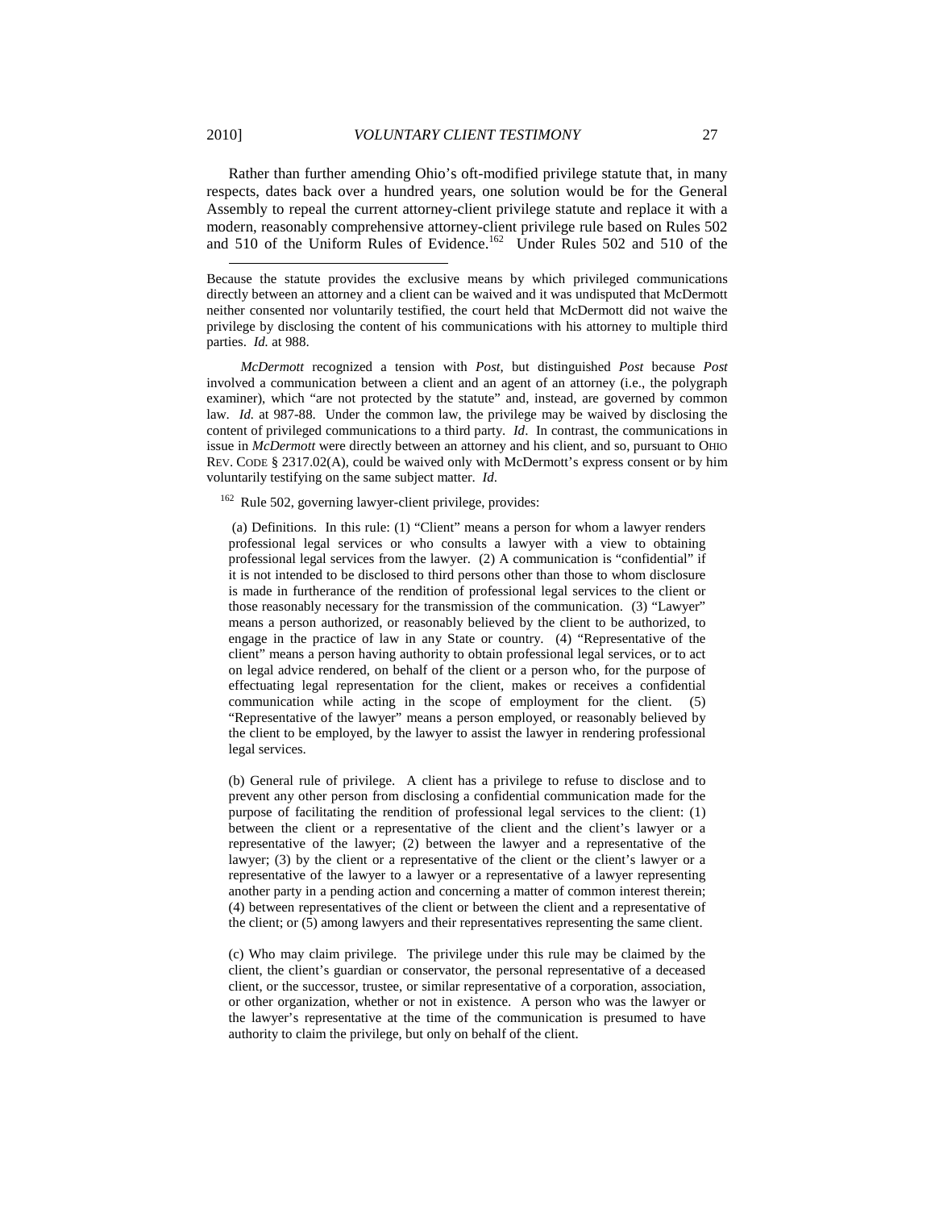Rather than further amending Ohio's oft-modified privilege statute that, in many respects, dates back over a hundred years, one solution would be for the General Assembly to repeal the current attorney-client privilege statute and replace it with a modern, reasonably comprehensive attorney-client privilege rule based on Rules 502 and 510 of the Uniform Rules of Evidence.[162] Under Rules 502 and 510 of the

---

Because the statute provides the exclusive means by which privileged communications directly between an attorney and a client can be waived and it was undisputed that McDermott neither consented nor voluntarily testified, the court held that McDermott did not waive the privilege by disclosing the content of his communications with his attorney to multiple third parties. *Id.* at 988.

*McDermott* recognized a tension with *Post*, but distinguished *Post* because *Post* involved a communication between a client and an agent of an attorney (i.e., the polygraph examiner), which "are not protected by the statute" and, instead, are governed by common law. *Id.* at 987-88. Under the common law, the privilege may be waived by disclosing the content of privileged communications to a third party. *Id*. In contrast, the communications in issue in *McDermott* were directly between an attorney and his client, and so, pursuant to OHIO REV. CODE § 2317.02(A), could be waived only with McDermott's express consent or by him voluntarily testifying on the same subject matter. *Id*.

[162] Rule 502, governing lawyer-client privilege, provides:

> (a) Definitions. In this rule: (1) "Client" means a person for whom a lawyer renders professional legal services or who consults a lawyer with a view to obtaining professional legal services from the lawyer. (2) A communication is "confidential" if it is not intended to be disclosed to third persons other than those to whom disclosure is made in furtherance of the rendition of professional legal services to the client or those reasonably necessary for the transmission of the communication. (3) "Lawyer" means a person authorized, or reasonably believed by the client to be authorized, to engage in the practice of law in any State or country. (4) "Representative of the client" means a person having authority to obtain professional legal services, or to act on legal advice rendered, on behalf of the client or a person who, for the purpose of effectuating legal representation for the client, makes or receives a confidential communication while acting in the scope of employment for the client. (5) "Representative of the lawyer" means a person employed, or reasonably believed by the client to be employed, by the lawyer to assist the lawyer in rendering professional legal services.
>
> (b) General rule of privilege. A client has a privilege to refuse to disclose and to prevent any other person from disclosing a confidential communication made for the purpose of facilitating the rendition of professional legal services to the client: (1) between the client or a representative of the client and the client's lawyer or a representative of the lawyer; (2) between the lawyer and a representative of the lawyer; (3) by the client or a representative of the client or the client's lawyer or a representative of the lawyer to a lawyer or a representative of a lawyer representing another party in a pending action and concerning a matter of common interest therein; (4) between representatives of the client or between the client and a representative of the client; or (5) among lawyers and their representatives representing the same client.
>
> (c) Who may claim privilege. The privilege under this rule may be claimed by the client, the client's guardian or conservator, the personal representative of a deceased client, or the successor, trustee, or similar representative of a corporation, association, or other organization, whether or not in existence. A person who was the lawyer or the lawyer's representative at the time of the communication is presumed to have authority to claim the privilege, but only on behalf of the client.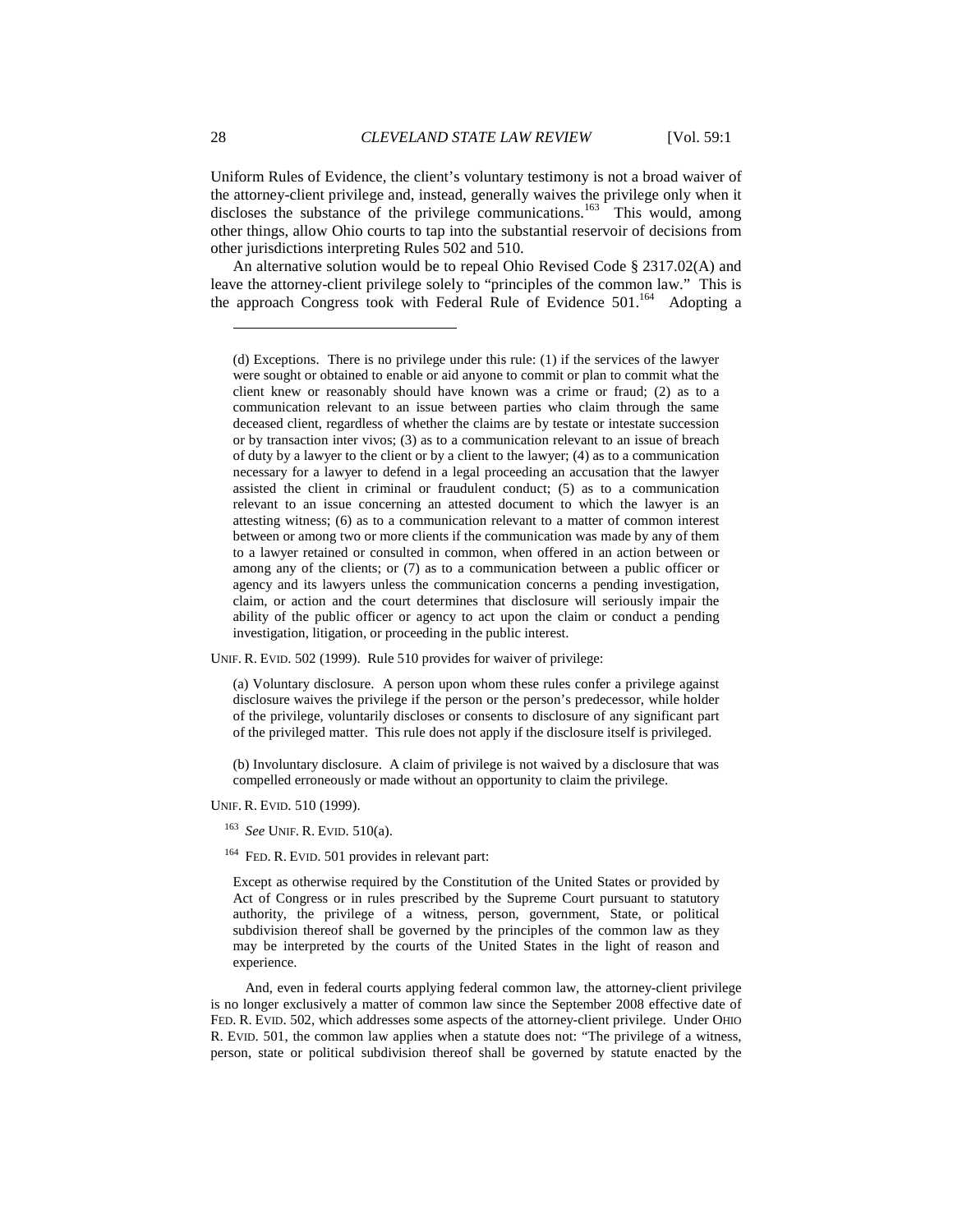Uniform Rules of Evidence, the client's voluntary testimony is not a broad waiver of the attorney-client privilege and, instead, generally waives the privilege only when it discloses the substance of the privilege communications.[163] This would, among other things, allow Ohio courts to tap into the substantial reservoir of decisions from other jurisdictions interpreting Rules 502 and 510.

An alternative solution would be to repeal Ohio Revised Code § 2317.02(A) and leave the attorney-client privilege solely to "principles of the common law." This is the approach Congress took with Federal Rule of Evidence 501.[164] Adopting a

---

> (d) Exceptions. There is no privilege under this rule: (1) if the services of the lawyer were sought or obtained to enable or aid anyone to commit or plan to commit what the client knew or reasonably should have known was a crime or fraud; (2) as to a communication relevant to an issue between parties who claim through the same deceased client, regardless of whether the claims are by testate or intestate succession or by transaction inter vivos; (3) as to a communication relevant to an issue of breach of duty by a lawyer to the client or by a client to the lawyer; (4) as to a communication necessary for a lawyer to defend in a legal proceeding an accusation that the lawyer assisted the client in criminal or fraudulent conduct; (5) as to a communication relevant to an issue concerning an attested document to which the lawyer is an attesting witness; (6) as to a communication relevant to a matter of common interest between or among two or more clients if the communication was made by any of them to a lawyer retained or consulted in common, when offered in an action between or among any of the clients; or (7) as to a communication between a public officer or agency and its lawyers unless the communication concerns a pending investigation, claim, or action and the court determines that disclosure will seriously impair the ability of the public officer or agency to act upon the claim or conduct a pending investigation, litigation, or proceeding in the public interest.

UNIF. R. EVID. 502 (1999). Rule 510 provides for waiver of privilege:

> (a) Voluntary disclosure. A person upon whom these rules confer a privilege against disclosure waives the privilege if the person or the person's predecessor, while holder of the privilege, voluntarily discloses or consents to disclosure of any significant part of the privileged matter. This rule does not apply if the disclosure itself is privileged.
>
> (b) Involuntary disclosure. A claim of privilege is not waived by a disclosure that was compelled erroneously or made without an opportunity to claim the privilege.

UNIF. R. EVID. 510 (1999).

[163] *See* UNIF. R. EVID. 510(a).

[164] FED. R. EVID. 501 provides in relevant part:

> Except as otherwise required by the Constitution of the United States or provided by Act of Congress or in rules prescribed by the Supreme Court pursuant to statutory authority, the privilege of a witness, person, government, State, or political subdivision thereof shall be governed by the principles of the common law as they may be interpreted by the courts of the United States in the light of reason and experience.

And, even in federal courts applying federal common law, the attorney-client privilege is no longer exclusively a matter of common law since the September 2008 effective date of FED. R. EVID. 502, which addresses some aspects of the attorney-client privilege. Under OHIO R. EVID. 501, the common law applies when a statute does not: "The privilege of a witness, person, state or political subdivision thereof shall be governed by statute enacted by the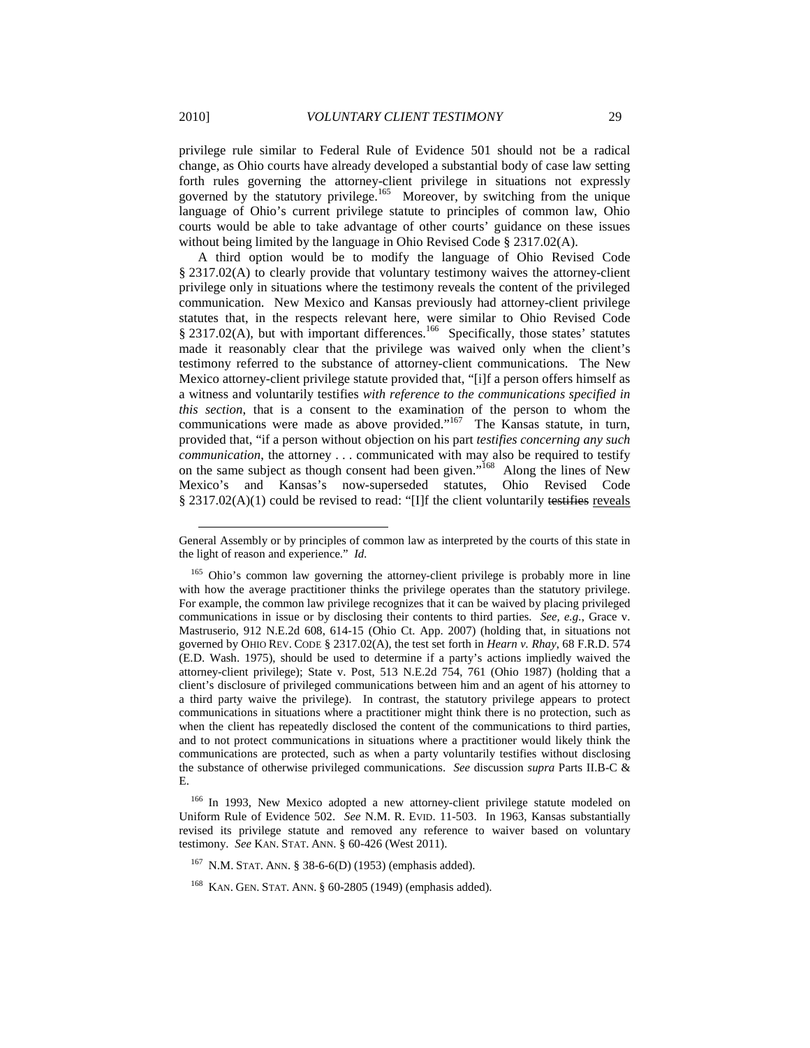privilege rule similar to Federal Rule of Evidence 501 should not be a radical change, as Ohio courts have already developed a substantial body of case law setting forth rules governing the attorney-client privilege in situations not expressly governed by the statutory privilege.[165] Moreover, by switching from the unique language of Ohio's current privilege statute to principles of common law, Ohio courts would be able to take advantage of other courts' guidance on these issues without being limited by the language in Ohio Revised Code § 2317.02(A).

A third option would be to modify the language of Ohio Revised Code § 2317.02(A) to clearly provide that voluntary testimony waives the attorney-client privilege only in situations where the testimony reveals the content of the privileged communication. New Mexico and Kansas previously had attorney-client privilege statutes that, in the respects relevant here, were similar to Ohio Revised Code § 2317.02(A), but with important differences.[166] Specifically, those states' statutes made it reasonably clear that the privilege was waived only when the client's testimony referred to the substance of attorney-client communications. The New Mexico attorney-client privilege statute provided that, "[i]f a person offers himself as a witness and voluntarily testifies *with reference to the communications specified in this section*, that is a consent to the examination of the person to whom the communications were made as above provided."[167] The Kansas statute, in turn, provided that, "if a person without objection on his part *testifies concerning any such communication*, the attorney . . . communicated with may also be required to testify on the same subject as though consent had been given."[168] Along the lines of New Mexico's and Kansas's now-superseded statutes, Ohio Revised Code § 2317.02(A)(1) could be revised to read: "[I]f the client voluntarily ~~testifies~~ reveals

---

General Assembly or by principles of common law as interpreted by the courts of this state in the light of reason and experience." *Id.*

[165] Ohio's common law governing the attorney-client privilege is probably more in line with how the average practitioner thinks the privilege operates than the statutory privilege. For example, the common law privilege recognizes that it can be waived by placing privileged communications in issue or by disclosing their contents to third parties. *See, e.g.*, Grace v. Mastruserio, 912 N.E.2d 608, 614-15 (Ohio Ct. App. 2007) (holding that, in situations not governed by OHIO REV. CODE § 2317.02(A), the test set forth in *Hearn v. Rhay*, 68 F.R.D. 574 (E.D. Wash. 1975), should be used to determine if a party's actions impliedly waived the attorney-client privilege); State v. Post, 513 N.E.2d 754, 761 (Ohio 1987) (holding that a client's disclosure of privileged communications between him and an agent of his attorney to a third party waive the privilege). In contrast, the statutory privilege appears to protect communications in situations where a practitioner might think there is no protection, such as when the client has repeatedly disclosed the content of the communications to third parties, and to not protect communications in situations where a practitioner would likely think the communications are protected, such as when a party voluntarily testifies without disclosing the substance of otherwise privileged communications. *See* discussion *supra* Parts II.B-C & E.

[166] In 1993, New Mexico adopted a new attorney-client privilege statute modeled on Uniform Rule of Evidence 502. *See* N.M. R. EVID. 11-503. In 1963, Kansas substantially revised its privilege statute and removed any reference to waiver based on voluntary testimony. *See* KAN. STAT. ANN. § 60-426 (West 2011).

[167] N.M. STAT. ANN. § 38-6-6(D) (1953) (emphasis added).

[168] KAN. GEN. STAT. ANN. § 60-2805 (1949) (emphasis added).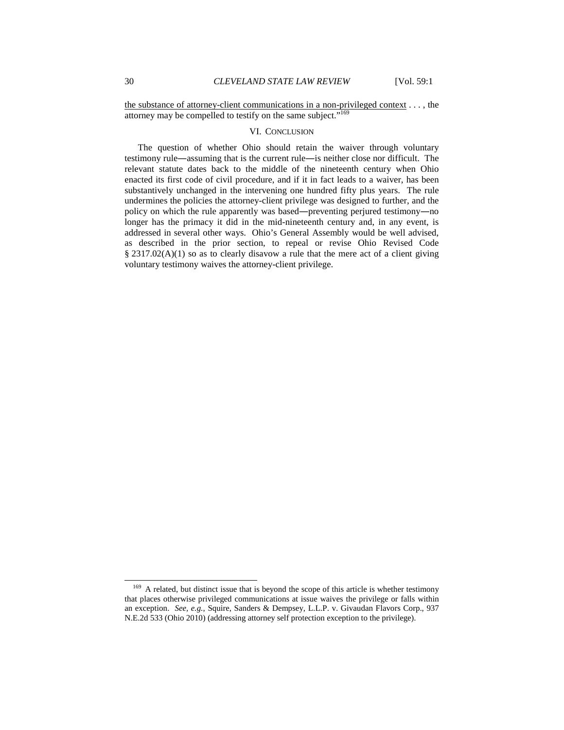<u>the substance of attorney-client communications in a non-privileged context</u> . . . , the attorney may be compelled to testify on the same subject."[169]

## VI. CONCLUSION

The question of whether Ohio should retain the waiver through voluntary testimony rule—assuming that is the current rule—is neither close nor difficult. The relevant statute dates back to the middle of the nineteenth century when Ohio enacted its first code of civil procedure, and if it in fact leads to a waiver, has been substantively unchanged in the intervening one hundred fifty plus years. The rule undermines the policies the attorney-client privilege was designed to further, and the policy on which the rule apparently was based—preventing perjured testimony—no longer has the primacy it did in the mid-nineteenth century and, in any event, is addressed in several other ways. Ohio's General Assembly would be well advised, as described in the prior section, to repeal or revise Ohio Revised Code § 2317.02(A)(1) so as to clearly disavow a rule that the mere act of a client giving voluntary testimony waives the attorney-client privilege.

---

[169] A related, but distinct issue that is beyond the scope of this article is whether testimony that places otherwise privileged communications at issue waives the privilege or falls within an exception. *See, e.g.*, Squire, Sanders & Dempsey, L.L.P. v. Givaudan Flavors Corp., 937 N.E.2d 533 (Ohio 2010) (addressing attorney self protection exception to the privilege).